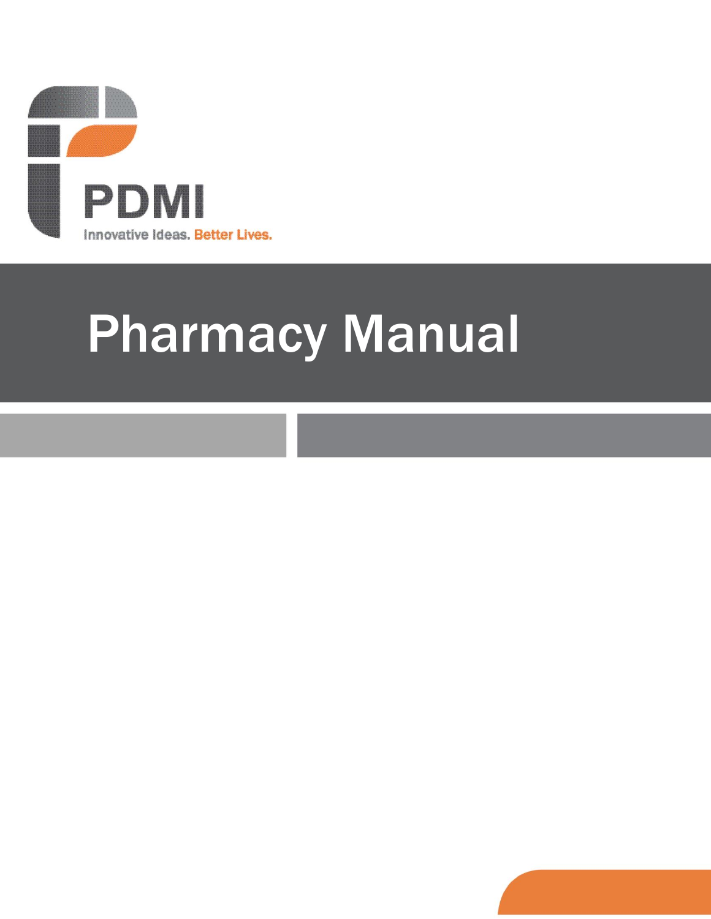PDMI

Innovative Ideas. Better Lives.

# Pharmacy Manual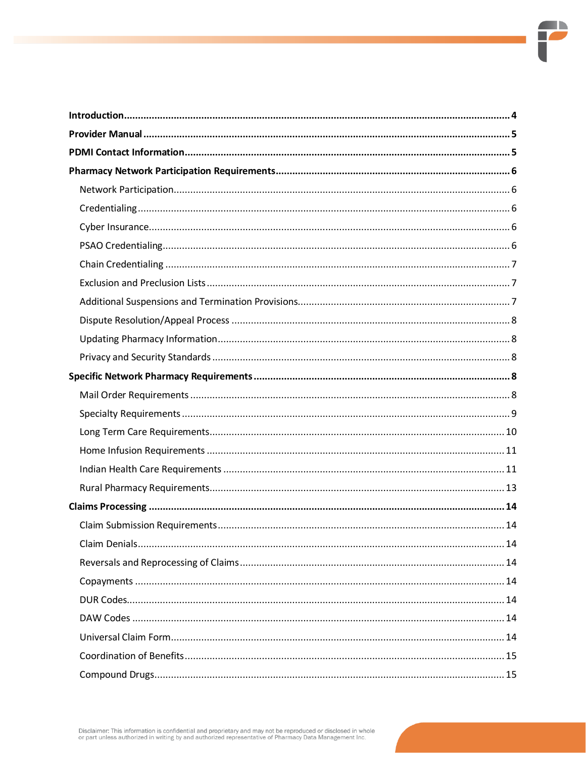**Introduction** .......... **4**

**Provider Manual** .......... **5**

**PDMI Contact Information** .......... **5**

**Pharmacy Network Participation Requirements** .......... **6**

- Network Participation .......... 6
- Credentialing .......... 6
- Cyber Insurance .......... 6
- PSAO Credentialing .......... 6
- Chain Credentialing .......... 7
- Exclusion and Preclusion Lists .......... 7
- Additional Suspensions and Termination Provisions .......... 7
- Dispute Resolution/Appeal Process .......... 8
- Updating Pharmacy Information .......... 8
- Privacy and Security Standards .......... 8

**Specific Network Pharmacy Requirements** .......... **8**

- Mail Order Requirements .......... 8
- Specialty Requirements .......... 9
- Long Term Care Requirements .......... 10
- Home Infusion Requirements .......... 11
- Indian Health Care Requirements .......... 11
- Rural Pharmacy Requirements .......... 13

**Claims Processing** .......... **14**

- Claim Submission Requirements .......... 14
- Claim Denials .......... 14
- Reversals and Reprocessing of Claims .......... 14
- Copayments .......... 14
- DUR Codes .......... 14
- DAW Codes .......... 14
- Universal Claim Form .......... 14
- Coordination of Benefits .......... 15
- Compound Drugs .......... 15

Disclaimer: This information is confidential and proprietary and may not be reproduced or disclosed in whole or part unless authorized in writing by and authorized representative of Pharmacy Data Management Inc.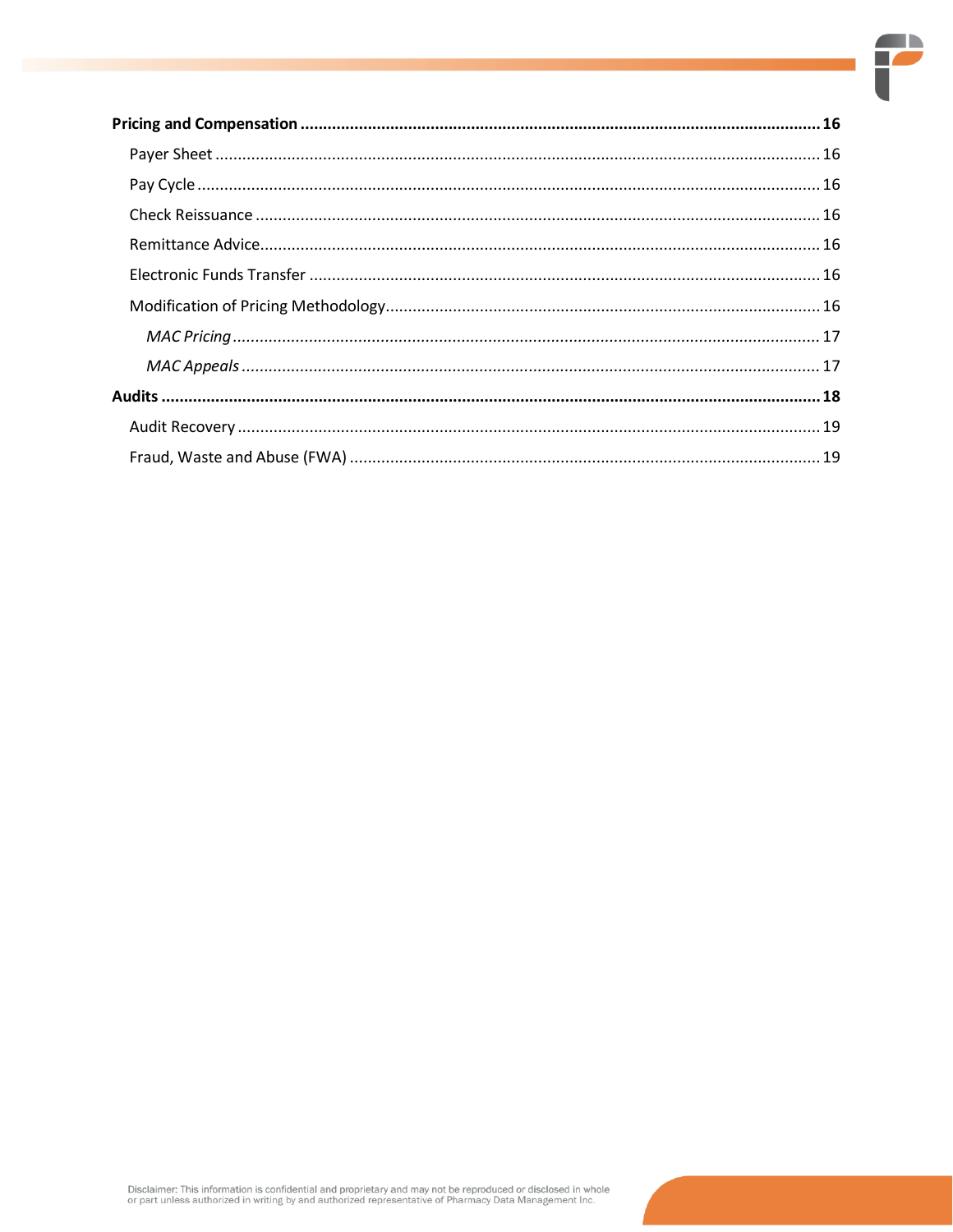**Pricing and Compensation** .......... **16**

- Payer Sheet .......... 16
- Pay Cycle .......... 16
- Check Reissuance .......... 16
- Remittance Advice .......... 16
- Electronic Funds Transfer .......... 16
- Modification of Pricing Methodology .......... 16
  - *MAC Pricing* .......... 17
  - *MAC Appeals* .......... 17

**Audits** .......... **18**

- Audit Recovery .......... 19
- Fraud, Waste and Abuse (FWA) .......... 19

Disclaimer: This information is confidential and proprietary and may not be reproduced or disclosed in whole or part unless authorized in writing by and authorized representative of Pharmacy Data Management Inc.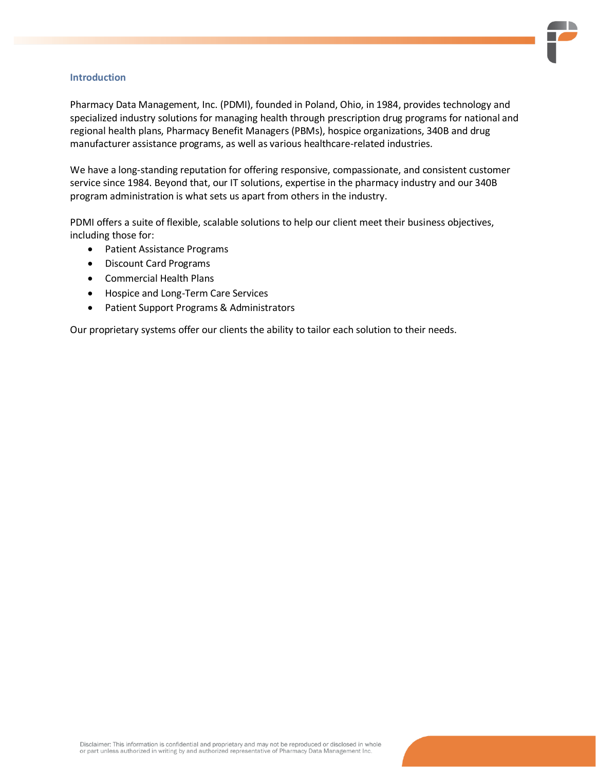## Introduction

Pharmacy Data Management, Inc. (PDMI), founded in Poland, Ohio, in 1984, provides technology and specialized industry solutions for managing health through prescription drug programs for national and regional health plans, Pharmacy Benefit Managers (PBMs), hospice organizations, 340B and drug manufacturer assistance programs, as well as various healthcare-related industries.

We have a long-standing reputation for offering responsive, compassionate, and consistent customer service since 1984. Beyond that, our IT solutions, expertise in the pharmacy industry and our 340B program administration is what sets us apart from others in the industry.

PDMI offers a suite of flexible, scalable solutions to help our client meet their business objectives, including those for:

- Patient Assistance Programs
- Discount Card Programs
- Commercial Health Plans
- Hospice and Long-Term Care Services
- Patient Support Programs & Administrators

Our proprietary systems offer our clients the ability to tailor each solution to their needs.

Disclaimer: This information is confidential and proprietary and may not be reproduced or disclosed in whole or part unless authorized in writing by and authorized representative of Pharmacy Data Management Inc.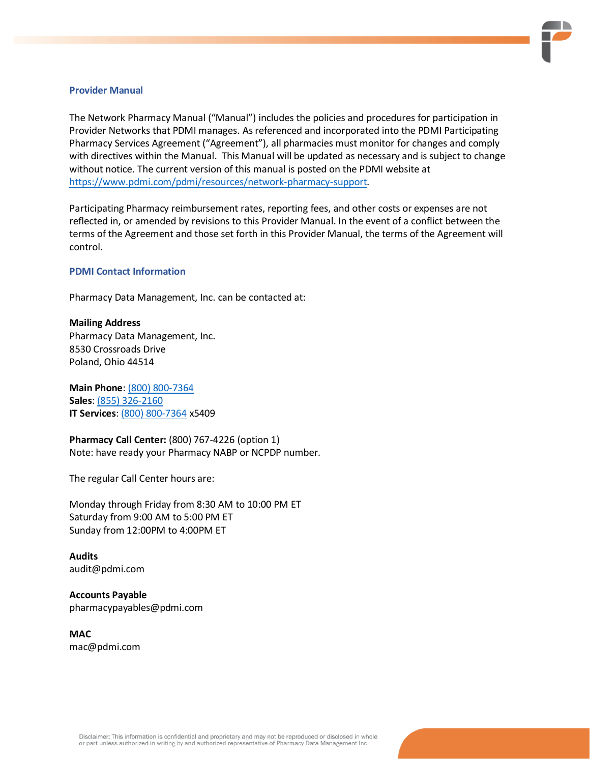## Provider Manual

The Network Pharmacy Manual ("Manual") includes the policies and procedures for participation in Provider Networks that PDMI manages. As referenced and incorporated into the PDMI Participating Pharmacy Services Agreement ("Agreement"), all pharmacies must monitor for changes and comply with directives within the Manual. This Manual will be updated as necessary and is subject to change without notice. The current version of this manual is posted on the PDMI website at https://www.pdmi.com/pdmi/resources/network-pharmacy-support.

Participating Pharmacy reimbursement rates, reporting fees, and other costs or expenses are not reflected in, or amended by revisions to this Provider Manual. In the event of a conflict between the terms of the Agreement and those set forth in this Provider Manual, the terms of the Agreement will control.

## PDMI Contact Information

Pharmacy Data Management, Inc. can be contacted at:

**Mailing Address**
Pharmacy Data Management, Inc.
8530 Crossroads Drive
Poland, Ohio 44514

**Main Phone**: (800) 800-7364
**Sales**: (855) 326-2160
**IT Services**: (800) 800-7364 x5409

**Pharmacy Call Center:** (800) 767-4226 (option 1)
Note: have ready your Pharmacy NABP or NCPDP number.

The regular Call Center hours are:

Monday through Friday from 8:30 AM to 10:00 PM ET
Saturday from 9:00 AM to 5:00 PM ET
Sunday from 12:00PM to 4:00PM ET

**Audits**
audit@pdmi.com

**Accounts Payable**
pharmacypayables@pdmi.com

**MAC**
mac@pdmi.com

Disclaimer: This information is confidential and proprietary and may not be reproduced or disclosed in whole or part unless authorized in writing by and authorized representative of Pharmacy Data Management Inc.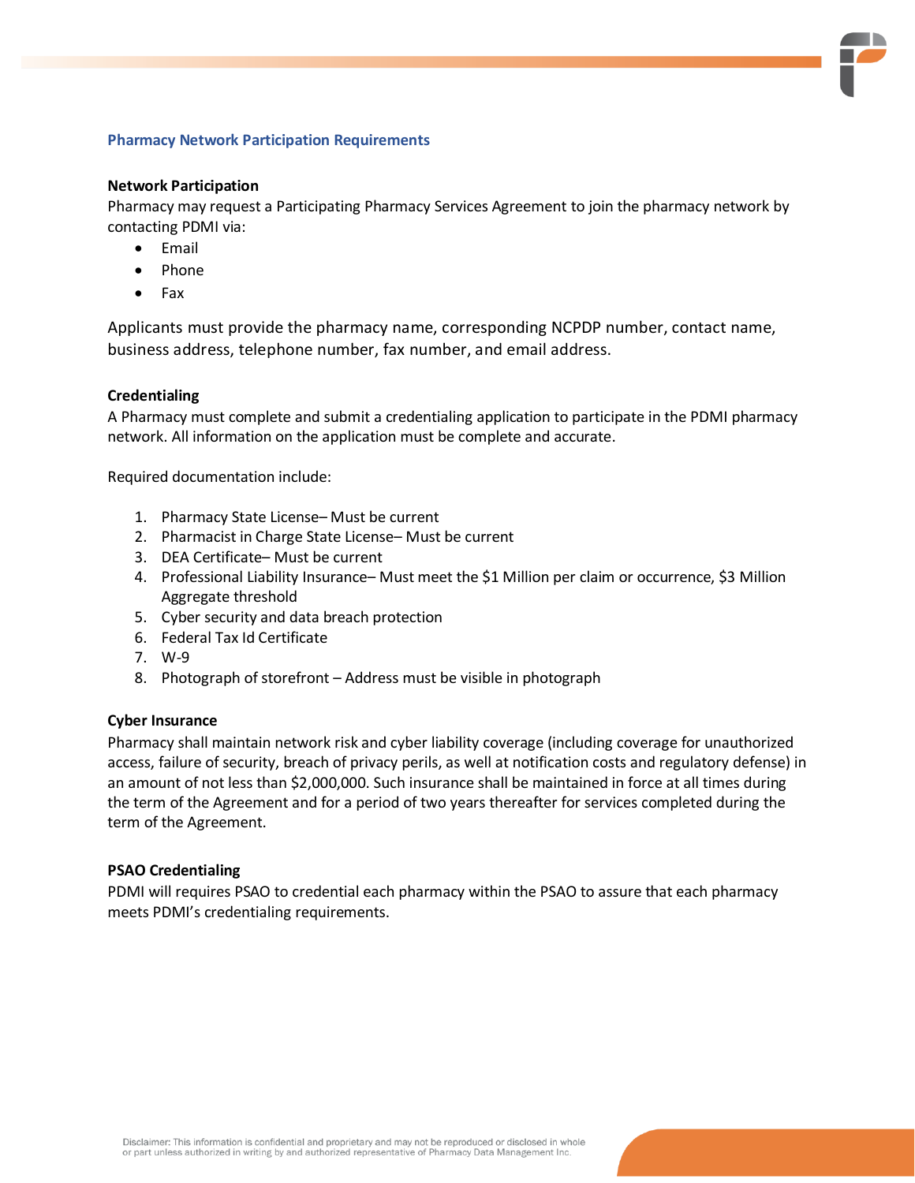## Pharmacy Network Participation Requirements

### Network Participation

Pharmacy may request a Participating Pharmacy Services Agreement to join the pharmacy network by contacting PDMI via:

- Email
- Phone
- Fax

Applicants must provide the pharmacy name, corresponding NCPDP number, contact name, business address, telephone number, fax number, and email address.

### Credentialing

A Pharmacy must complete and submit a credentialing application to participate in the PDMI pharmacy network. All information on the application must be complete and accurate.

Required documentation include:

1. Pharmacy State License– Must be current
2. Pharmacist in Charge State License– Must be current
3. DEA Certificate– Must be current
4. Professional Liability Insurance– Must meet the $1 Million per claim or occurrence, $3 Million Aggregate threshold
5. Cyber security and data breach protection
6. Federal Tax Id Certificate
7. W-9
8. Photograph of storefront – Address must be visible in photograph

### Cyber Insurance

Pharmacy shall maintain network risk and cyber liability coverage (including coverage for unauthorized access, failure of security, breach of privacy perils, as well at notification costs and regulatory defense) in an amount of not less than $2,000,000. Such insurance shall be maintained in force at all times during the term of the Agreement and for a period of two years thereafter for services completed during the term of the Agreement.

### PSAO Credentialing

PDMI will requires PSAO to credential each pharmacy within the PSAO to assure that each pharmacy meets PDMI's credentialing requirements.

Disclaimer: This information is confidential and proprietary and may not be reproduced or disclosed in whole or part unless authorized in writing by and authorized representative of Pharmacy Data Management Inc.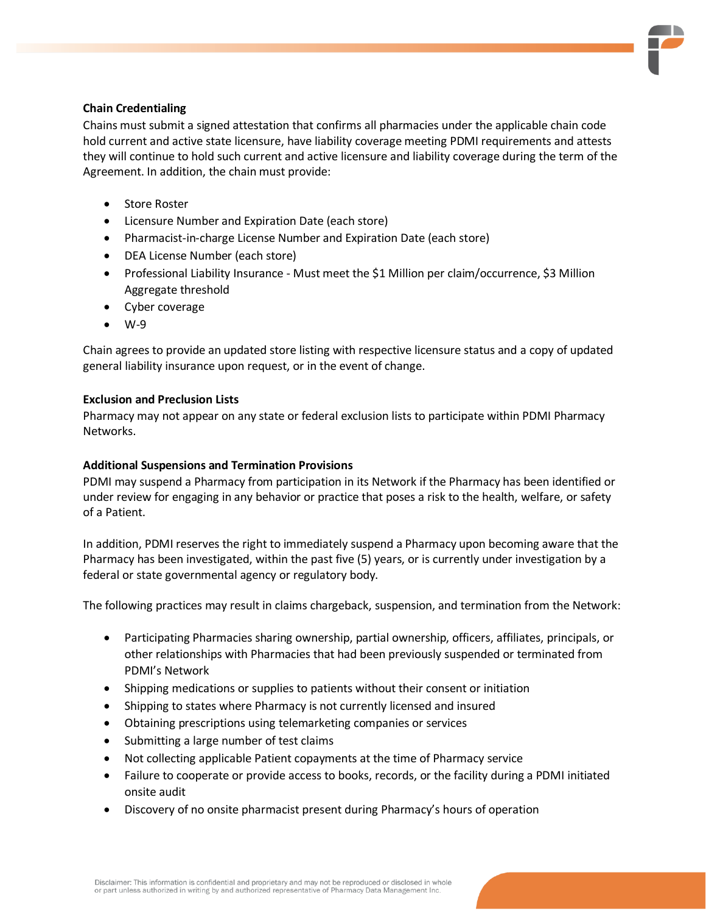**Chain Credentialing**

Chains must submit a signed attestation that confirms all pharmacies under the applicable chain code hold current and active state licensure, have liability coverage meeting PDMI requirements and attests they will continue to hold such current and active licensure and liability coverage during the term of the Agreement. In addition, the chain must provide:

- Store Roster
- Licensure Number and Expiration Date (each store)
- Pharmacist-in-charge License Number and Expiration Date (each store)
- DEA License Number (each store)
- Professional Liability Insurance - Must meet the $1 Million per claim/occurrence, $3 Million Aggregate threshold
- Cyber coverage
- W-9

Chain agrees to provide an updated store listing with respective licensure status and a copy of updated general liability insurance upon request, or in the event of change.

**Exclusion and Preclusion Lists**

Pharmacy may not appear on any state or federal exclusion lists to participate within PDMI Pharmacy Networks.

**Additional Suspensions and Termination Provisions**

PDMI may suspend a Pharmacy from participation in its Network if the Pharmacy has been identified or under review for engaging in any behavior or practice that poses a risk to the health, welfare, or safety of a Patient.

In addition, PDMI reserves the right to immediately suspend a Pharmacy upon becoming aware that the Pharmacy has been investigated, within the past five (5) years, or is currently under investigation by a federal or state governmental agency or regulatory body.

The following practices may result in claims chargeback, suspension, and termination from the Network:

- Participating Pharmacies sharing ownership, partial ownership, officers, affiliates, principals, or other relationships with Pharmacies that had been previously suspended or terminated from PDMI's Network
- Shipping medications or supplies to patients without their consent or initiation
- Shipping to states where Pharmacy is not currently licensed and insured
- Obtaining prescriptions using telemarketing companies or services
- Submitting a large number of test claims
- Not collecting applicable Patient copayments at the time of Pharmacy service
- Failure to cooperate or provide access to books, records, or the facility during a PDMI initiated onsite audit
- Discovery of no onsite pharmacist present during Pharmacy's hours of operation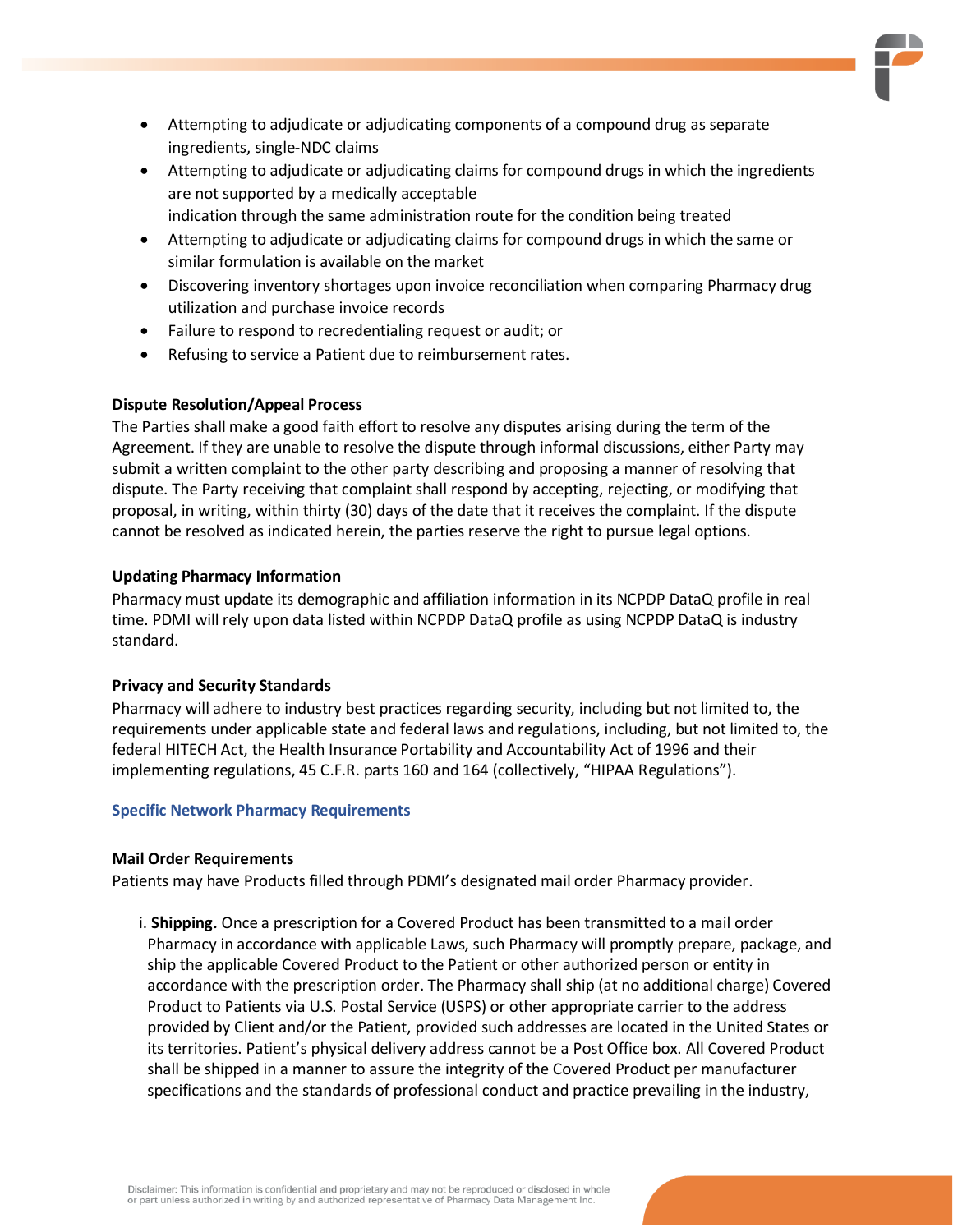- Attempting to adjudicate or adjudicating components of a compound drug as separate ingredients, single-NDC claims
- Attempting to adjudicate or adjudicating claims for compound drugs in which the ingredients are not supported by a medically acceptable indication through the same administration route for the condition being treated
- Attempting to adjudicate or adjudicating claims for compound drugs in which the same or similar formulation is available on the market
- Discovering inventory shortages upon invoice reconciliation when comparing Pharmacy drug utilization and purchase invoice records
- Failure to respond to recredentialing request or audit; or
- Refusing to service a Patient due to reimbursement rates.

**Dispute Resolution/Appeal Process**

The Parties shall make a good faith effort to resolve any disputes arising during the term of the Agreement. If they are unable to resolve the dispute through informal discussions, either Party may submit a written complaint to the other party describing and proposing a manner of resolving that dispute. The Party receiving that complaint shall respond by accepting, rejecting, or modifying that proposal, in writing, within thirty (30) days of the date that it receives the complaint. If the dispute cannot be resolved as indicated herein, the parties reserve the right to pursue legal options.

**Updating Pharmacy Information**

Pharmacy must update its demographic and affiliation information in its NCPDP DataQ profile in real time. PDMI will rely upon data listed within NCPDP DataQ profile as using NCPDP DataQ is industry standard.

**Privacy and Security Standards**

Pharmacy will adhere to industry best practices regarding security, including but not limited to, the requirements under applicable state and federal laws and regulations, including, but not limited to, the federal HITECH Act, the Health Insurance Portability and Accountability Act of 1996 and their implementing regulations, 45 C.F.R. parts 160 and 164 (collectively, "HIPAA Regulations").

## Specific Network Pharmacy Requirements

**Mail Order Requirements**

Patients may have Products filled through PDMI's designated mail order Pharmacy provider.

i. **Shipping.** Once a prescription for a Covered Product has been transmitted to a mail order Pharmacy in accordance with applicable Laws, such Pharmacy will promptly prepare, package, and ship the applicable Covered Product to the Patient or other authorized person or entity in accordance with the prescription order. The Pharmacy shall ship (at no additional charge) Covered Product to Patients via U.S. Postal Service (USPS) or other appropriate carrier to the address provided by Client and/or the Patient, provided such addresses are located in the United States or its territories. Patient's physical delivery address cannot be a Post Office box. All Covered Product shall be shipped in a manner to assure the integrity of the Covered Product per manufacturer specifications and the standards of professional conduct and practice prevailing in the industry,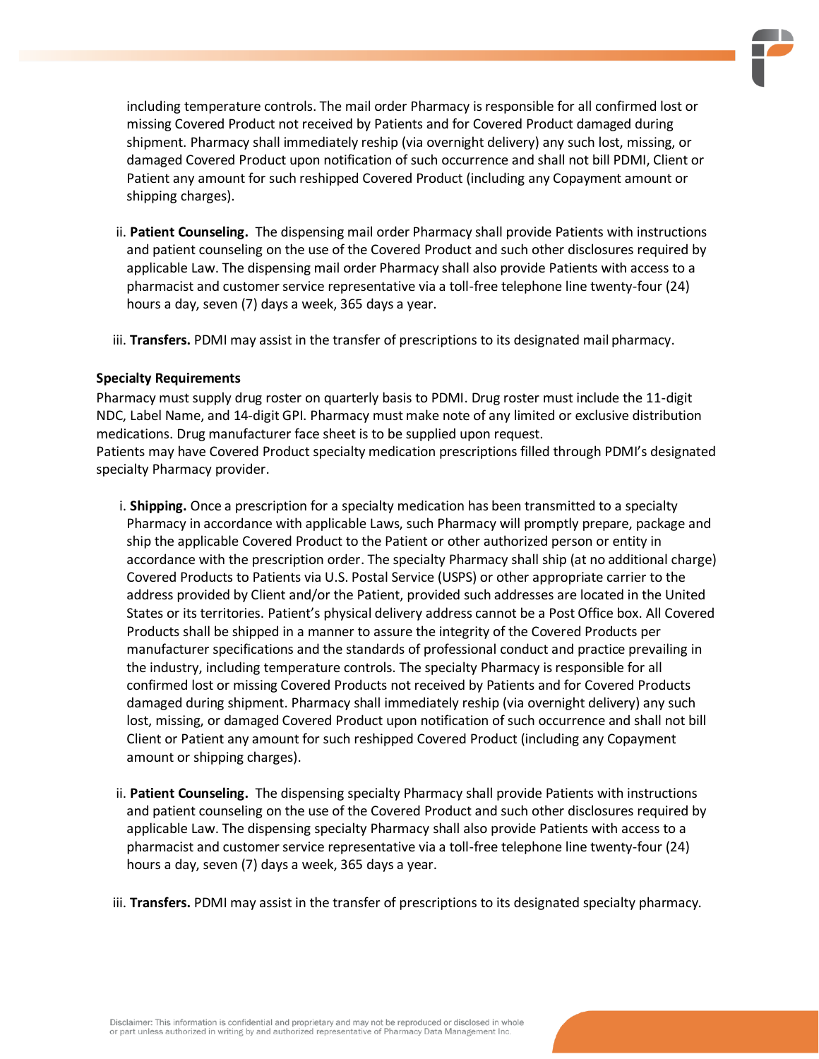including temperature controls. The mail order Pharmacy is responsible for all confirmed lost or missing Covered Product not received by Patients and for Covered Product damaged during shipment. Pharmacy shall immediately reship (via overnight delivery) any such lost, missing, or damaged Covered Product upon notification of such occurrence and shall not bill PDMI, Client or Patient any amount for such reshipped Covered Product (including any Copayment amount or shipping charges).

ii. **Patient Counseling.** The dispensing mail order Pharmacy shall provide Patients with instructions and patient counseling on the use of the Covered Product and such other disclosures required by applicable Law. The dispensing mail order Pharmacy shall also provide Patients with access to a pharmacist and customer service representative via a toll-free telephone line twenty-four (24) hours a day, seven (7) days a week, 365 days a year.

iii. **Transfers.** PDMI may assist in the transfer of prescriptions to its designated mail pharmacy.

**Specialty Requirements**

Pharmacy must supply drug roster on quarterly basis to PDMI. Drug roster must include the 11-digit NDC, Label Name, and 14-digit GPI. Pharmacy must make note of any limited or exclusive distribution medications. Drug manufacturer face sheet is to be supplied upon request.
Patients may have Covered Product specialty medication prescriptions filled through PDMI's designated specialty Pharmacy provider.

i. **Shipping.** Once a prescription for a specialty medication has been transmitted to a specialty Pharmacy in accordance with applicable Laws, such Pharmacy will promptly prepare, package and ship the applicable Covered Product to the Patient or other authorized person or entity in accordance with the prescription order. The specialty Pharmacy shall ship (at no additional charge) Covered Products to Patients via U.S. Postal Service (USPS) or other appropriate carrier to the address provided by Client and/or the Patient, provided such addresses are located in the United States or its territories. Patient's physical delivery address cannot be a Post Office box. All Covered Products shall be shipped in a manner to assure the integrity of the Covered Products per manufacturer specifications and the standards of professional conduct and practice prevailing in the industry, including temperature controls. The specialty Pharmacy is responsible for all confirmed lost or missing Covered Products not received by Patients and for Covered Products damaged during shipment. Pharmacy shall immediately reship (via overnight delivery) any such lost, missing, or damaged Covered Product upon notification of such occurrence and shall not bill Client or Patient any amount for such reshipped Covered Product (including any Copayment amount or shipping charges).

ii. **Patient Counseling.** The dispensing specialty Pharmacy shall provide Patients with instructions and patient counseling on the use of the Covered Product and such other disclosures required by applicable Law. The dispensing specialty Pharmacy shall also provide Patients with access to a pharmacist and customer service representative via a toll-free telephone line twenty-four (24) hours a day, seven (7) days a week, 365 days a year.

iii. **Transfers.** PDMI may assist in the transfer of prescriptions to its designated specialty pharmacy.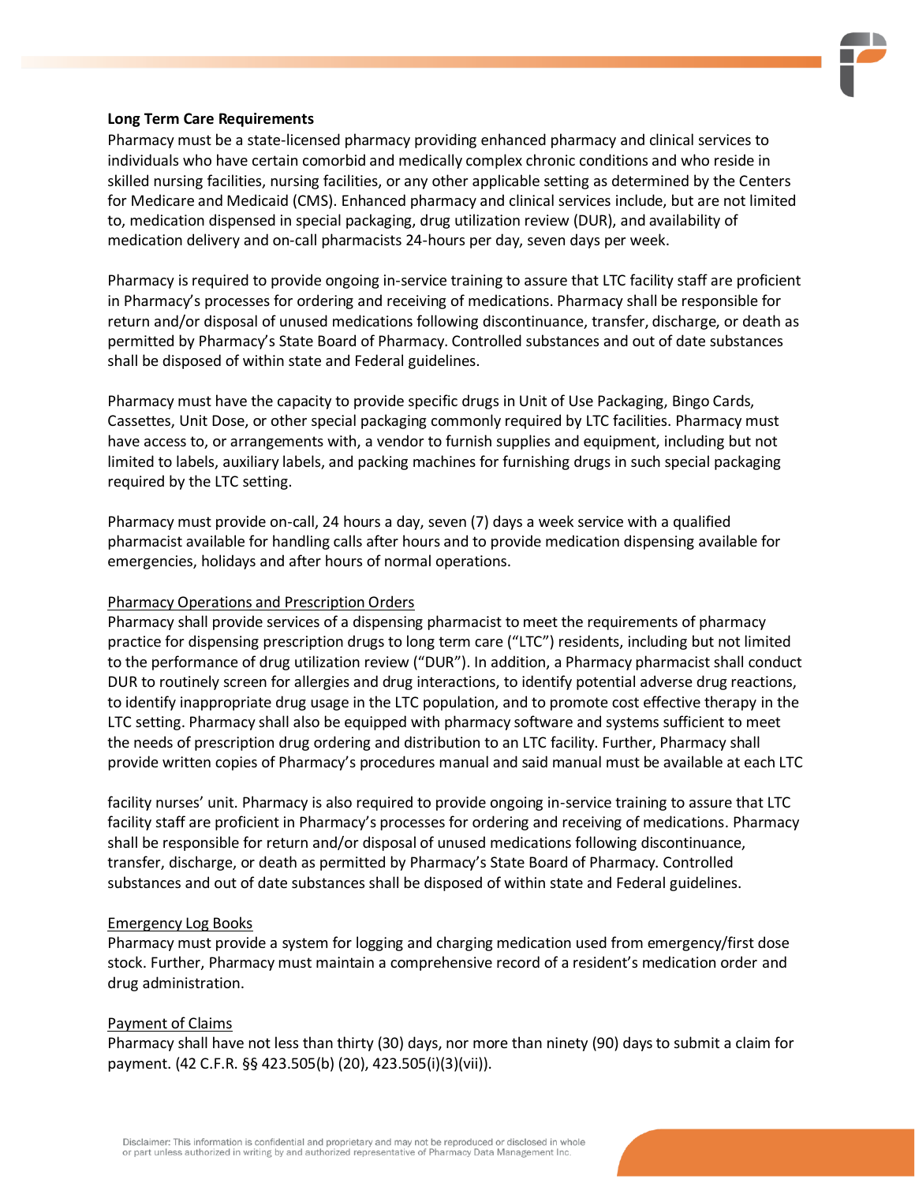**Long Term Care Requirements**

Pharmacy must be a state-licensed pharmacy providing enhanced pharmacy and clinical services to individuals who have certain comorbid and medically complex chronic conditions and who reside in skilled nursing facilities, nursing facilities, or any other applicable setting as determined by the Centers for Medicare and Medicaid (CMS). Enhanced pharmacy and clinical services include, but are not limited to, medication dispensed in special packaging, drug utilization review (DUR), and availability of medication delivery and on-call pharmacists 24-hours per day, seven days per week.

Pharmacy is required to provide ongoing in-service training to assure that LTC facility staff are proficient in Pharmacy's processes for ordering and receiving of medications. Pharmacy shall be responsible for return and/or disposal of unused medications following discontinuance, transfer, discharge, or death as permitted by Pharmacy's State Board of Pharmacy. Controlled substances and out of date substances shall be disposed of within state and Federal guidelines.

Pharmacy must have the capacity to provide specific drugs in Unit of Use Packaging, Bingo Cards, Cassettes, Unit Dose, or other special packaging commonly required by LTC facilities. Pharmacy must have access to, or arrangements with, a vendor to furnish supplies and equipment, including but not limited to labels, auxiliary labels, and packing machines for furnishing drugs in such special packaging required by the LTC setting.

Pharmacy must provide on-call, 24 hours a day, seven (7) days a week service with a qualified pharmacist available for handling calls after hours and to provide medication dispensing available for emergencies, holidays and after hours of normal operations.

Pharmacy Operations and Prescription Orders

Pharmacy shall provide services of a dispensing pharmacist to meet the requirements of pharmacy practice for dispensing prescription drugs to long term care ("LTC") residents, including but not limited to the performance of drug utilization review ("DUR"). In addition, a Pharmacy pharmacist shall conduct DUR to routinely screen for allergies and drug interactions, to identify potential adverse drug reactions, to identify inappropriate drug usage in the LTC population, and to promote cost effective therapy in the LTC setting. Pharmacy shall also be equipped with pharmacy software and systems sufficient to meet the needs of prescription drug ordering and distribution to an LTC facility. Further, Pharmacy shall provide written copies of Pharmacy's procedures manual and said manual must be available at each LTC facility nurses' unit. Pharmacy is also required to provide ongoing in-service training to assure that LTC facility staff are proficient in Pharmacy's processes for ordering and receiving of medications. Pharmacy shall be responsible for return and/or disposal of unused medications following discontinuance, transfer, discharge, or death as permitted by Pharmacy's State Board of Pharmacy. Controlled substances and out of date substances shall be disposed of within state and Federal guidelines.

Emergency Log Books

Pharmacy must provide a system for logging and charging medication used from emergency/first dose stock. Further, Pharmacy must maintain a comprehensive record of a resident's medication order and drug administration.

Payment of Claims

Pharmacy shall have not less than thirty (30) days, nor more than ninety (90) days to submit a claim for payment. (42 C.F.R. §§ 423.505(b) (20), 423.505(i)(3)(vii)).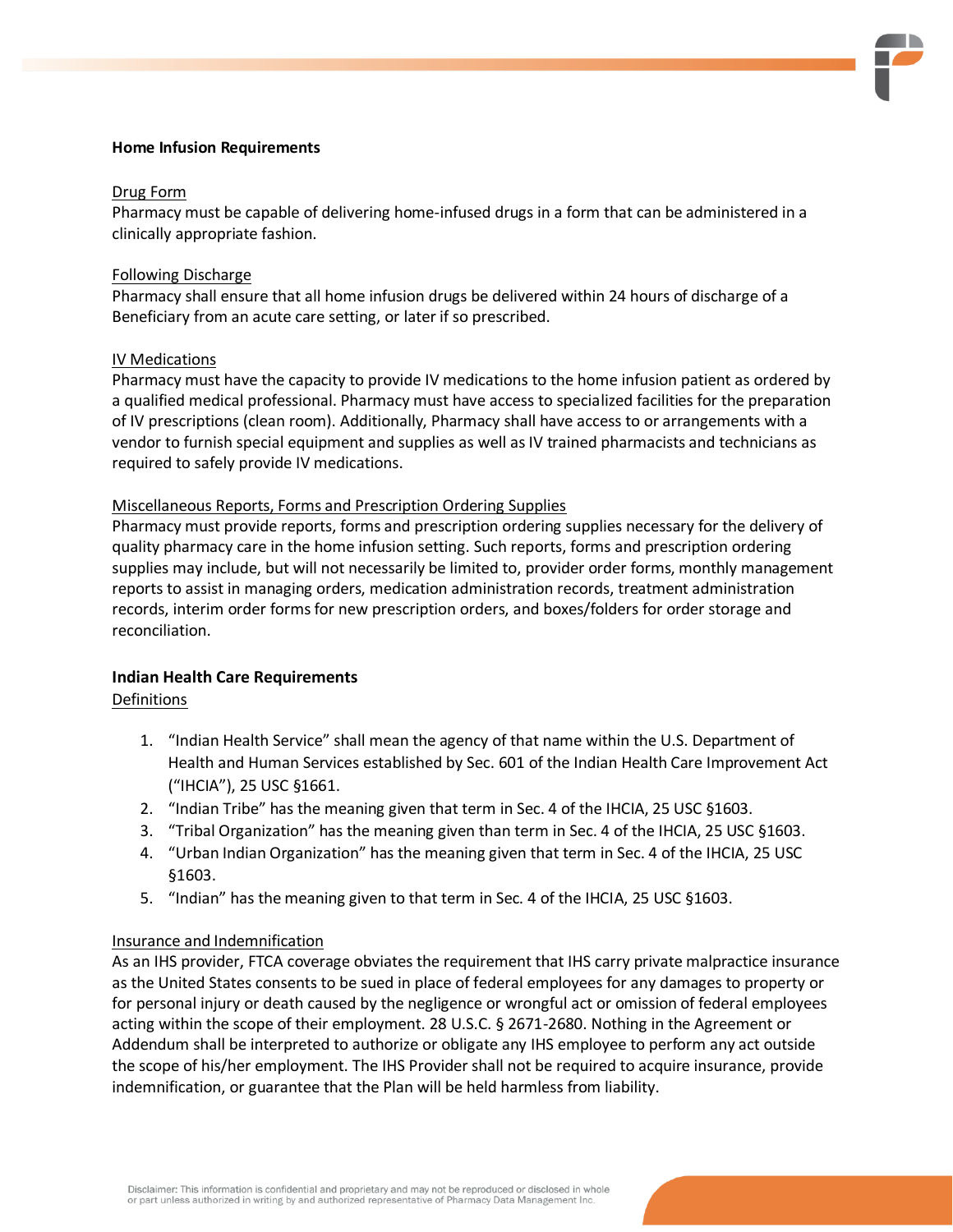## Home Infusion Requirements

Drug Form

Pharmacy must be capable of delivering home-infused drugs in a form that can be administered in a clinically appropriate fashion.

Following Discharge

Pharmacy shall ensure that all home infusion drugs be delivered within 24 hours of discharge of a Beneficiary from an acute care setting, or later if so prescribed.

IV Medications

Pharmacy must have the capacity to provide IV medications to the home infusion patient as ordered by a qualified medical professional. Pharmacy must have access to specialized facilities for the preparation of IV prescriptions (clean room). Additionally, Pharmacy shall have access to or arrangements with a vendor to furnish special equipment and supplies as well as IV trained pharmacists and technicians as required to safely provide IV medications.

Miscellaneous Reports, Forms and Prescription Ordering Supplies

Pharmacy must provide reports, forms and prescription ordering supplies necessary for the delivery of quality pharmacy care in the home infusion setting. Such reports, forms and prescription ordering supplies may include, but will not necessarily be limited to, provider order forms, monthly management reports to assist in managing orders, medication administration records, treatment administration records, interim order forms for new prescription orders, and boxes/folders for order storage and reconciliation.

## Indian Health Care Requirements

Definitions

1. “Indian Health Service” shall mean the agency of that name within the U.S. Department of Health and Human Services established by Sec. 601 of the Indian Health Care Improvement Act (“IHCIA”), 25 USC §1661.
2. “Indian Tribe” has the meaning given that term in Sec. 4 of the IHCIA, 25 USC §1603.
3. “Tribal Organization” has the meaning given than term in Sec. 4 of the IHCIA, 25 USC §1603.
4. “Urban Indian Organization” has the meaning given that term in Sec. 4 of the IHCIA, 25 USC §1603.
5. “Indian” has the meaning given to that term in Sec. 4 of the IHCIA, 25 USC §1603.

Insurance and Indemnification

As an IHS provider, FTCA coverage obviates the requirement that IHS carry private malpractice insurance as the United States consents to be sued in place of federal employees for any damages to property or for personal injury or death caused by the negligence or wrongful act or omission of federal employees acting within the scope of their employment. 28 U.S.C. § 2671-2680. Nothing in the Agreement or Addendum shall be interpreted to authorize or obligate any IHS employee to perform any act outside the scope of his/her employment. The IHS Provider shall not be required to acquire insurance, provide indemnification, or guarantee that the Plan will be held harmless from liability.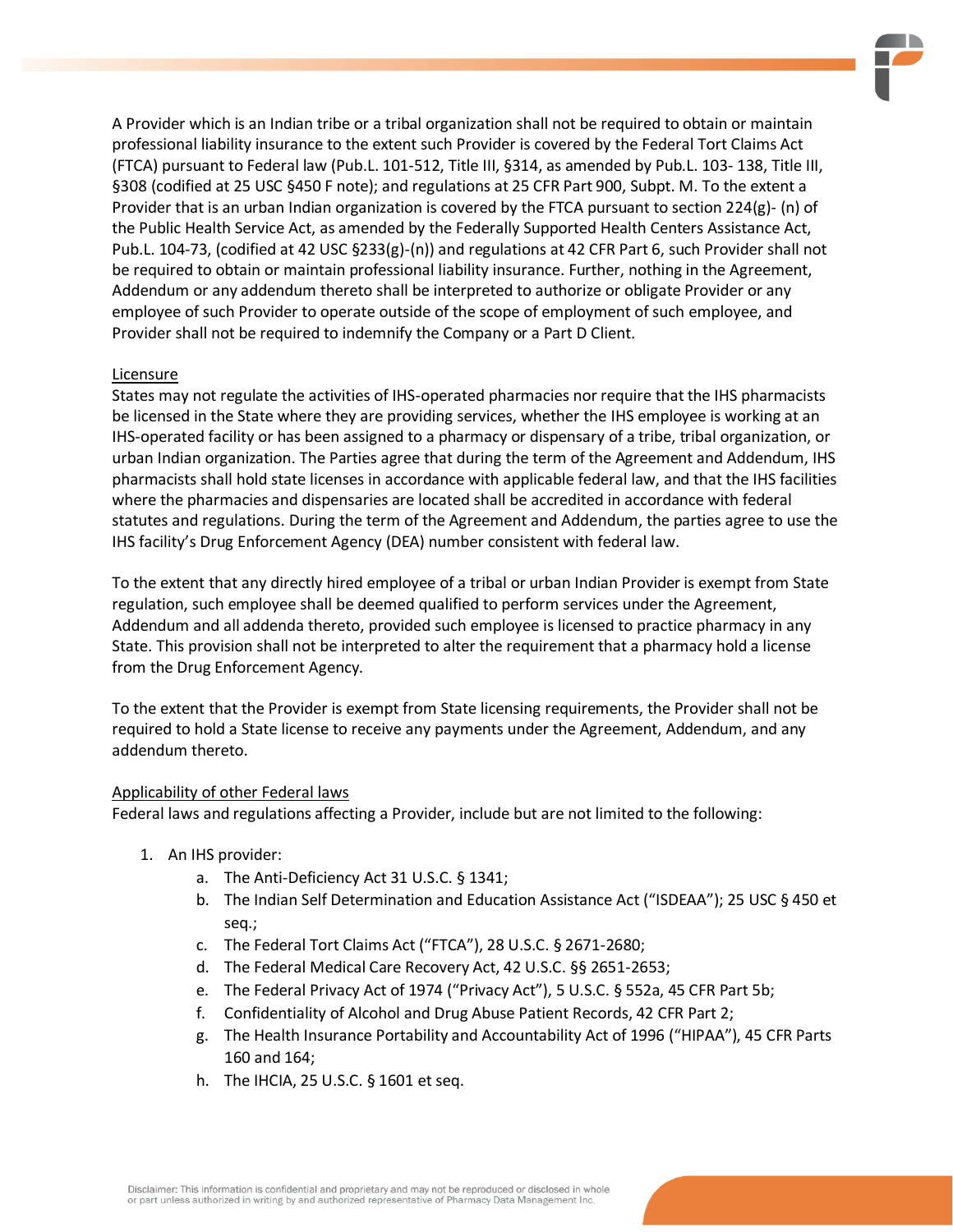A Provider which is an Indian tribe or a tribal organization shall not be required to obtain or maintain professional liability insurance to the extent such Provider is covered by the Federal Tort Claims Act (FTCA) pursuant to Federal law (Pub.L. 101-512, Title III, §314, as amended by Pub.L. 103- 138, Title III, §308 (codified at 25 USC §450 F note); and regulations at 25 CFR Part 900, Subpt. M. To the extent a Provider that is an urban Indian organization is covered by the FTCA pursuant to section 224(g)- (n) of the Public Health Service Act, as amended by the Federally Supported Health Centers Assistance Act, Pub.L. 104-73, (codified at 42 USC §233(g)-(n)) and regulations at 42 CFR Part 6, such Provider shall not be required to obtain or maintain professional liability insurance. Further, nothing in the Agreement, Addendum or any addendum thereto shall be interpreted to authorize or obligate Provider or any employee of such Provider to operate outside of the scope of employment of such employee, and Provider shall not be required to indemnify the Company or a Part D Client.

Licensure

States may not regulate the activities of IHS-operated pharmacies nor require that the IHS pharmacists be licensed in the State where they are providing services, whether the IHS employee is working at an IHS-operated facility or has been assigned to a pharmacy or dispensary of a tribe, tribal organization, or urban Indian organization. The Parties agree that during the term of the Agreement and Addendum, IHS pharmacists shall hold state licenses in accordance with applicable federal law, and that the IHS facilities where the pharmacies and dispensaries are located shall be accredited in accordance with federal statutes and regulations. During the term of the Agreement and Addendum, the parties agree to use the IHS facility's Drug Enforcement Agency (DEA) number consistent with federal law.

To the extent that any directly hired employee of a tribal or urban Indian Provider is exempt from State regulation, such employee shall be deemed qualified to perform services under the Agreement, Addendum and all addenda thereto, provided such employee is licensed to practice pharmacy in any State. This provision shall not be interpreted to alter the requirement that a pharmacy hold a license from the Drug Enforcement Agency.

To the extent that the Provider is exempt from State licensing requirements, the Provider shall not be required to hold a State license to receive any payments under the Agreement, Addendum, and any addendum thereto.

Applicability of other Federal laws

Federal laws and regulations affecting a Provider, include but are not limited to the following:

1. An IHS provider:
   a. The Anti-Deficiency Act 31 U.S.C. § 1341;
   b. The Indian Self Determination and Education Assistance Act ("ISDEAA"); 25 USC § 450 et seq.;
   c. The Federal Tort Claims Act ("FTCA"), 28 U.S.C. § 2671-2680;
   d. The Federal Medical Care Recovery Act, 42 U.S.C. §§ 2651-2653;
   e. The Federal Privacy Act of 1974 ("Privacy Act"), 5 U.S.C. § 552a, 45 CFR Part 5b;
   f. Confidentiality of Alcohol and Drug Abuse Patient Records, 42 CFR Part 2;
   g. The Health Insurance Portability and Accountability Act of 1996 ("HIPAA"), 45 CFR Parts 160 and 164;
   h. The IHCIA, 25 U.S.C. § 1601 et seq.

Disclaimer: This information is confidential and proprietary and may not be reproduced or disclosed in whole or part unless authorized in writing by and authorized representative of Pharmacy Data Management Inc.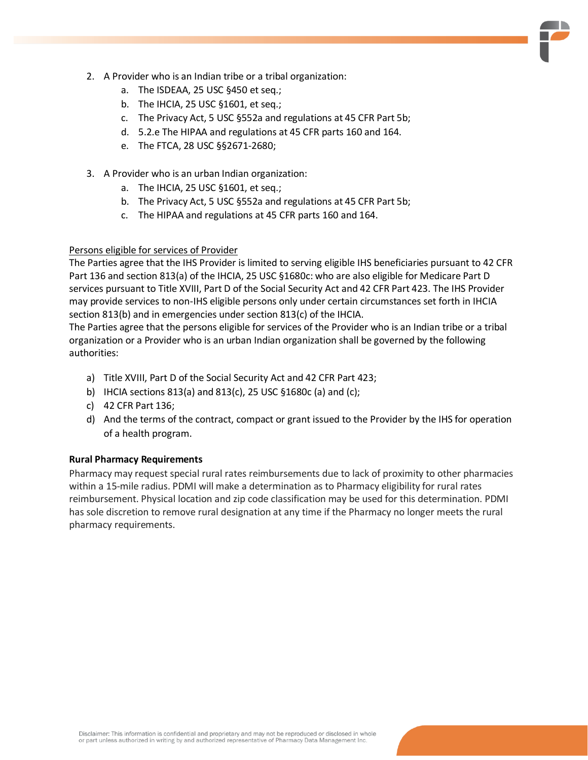2. A Provider who is an Indian tribe or a tribal organization:
    a. The ISDEAA, 25 USC §450 et seq.;
    b. The IHCIA, 25 USC §1601, et seq.;
    c. The Privacy Act, 5 USC §552a and regulations at 45 CFR Part 5b;
    d. 5.2.e The HIPAA and regulations at 45 CFR parts 160 and 164.
    e. The FTCA, 28 USC §§2671-2680;

3. A Provider who is an urban Indian organization:
    a. The IHCIA, 25 USC §1601, et seq.;
    b. The Privacy Act, 5 USC §552a and regulations at 45 CFR Part 5b;
    c. The HIPAA and regulations at 45 CFR parts 160 and 164.

<u>Persons eligible for services of Provider</u>

The Parties agree that the IHS Provider is limited to serving eligible IHS beneficiaries pursuant to 42 CFR Part 136 and section 813(a) of the IHCIA, 25 USC §1680c: who are also eligible for Medicare Part D services pursuant to Title XVIII, Part D of the Social Security Act and 42 CFR Part 423. The IHS Provider may provide services to non-IHS eligible persons only under certain circumstances set forth in IHCIA section 813(b) and in emergencies under section 813(c) of the IHCIA.

The Parties agree that the persons eligible for services of the Provider who is an Indian tribe or a tribal organization or a Provider who is an urban Indian organization shall be governed by the following authorities:

a) Title XVIII, Part D of the Social Security Act and 42 CFR Part 423;
b) IHCIA sections 813(a) and 813(c), 25 USC §1680c (a) and (c);
c) 42 CFR Part 136;
d) And the terms of the contract, compact or grant issued to the Provider by the IHS for operation of a health program.

**Rural Pharmacy Requirements**

Pharmacy may request special rural rates reimbursements due to lack of proximity to other pharmacies within a 15-mile radius. PDMI will make a determination as to Pharmacy eligibility for rural rates reimbursement. Physical location and zip code classification may be used for this determination. PDMI has sole discretion to remove rural designation at any time if the Pharmacy no longer meets the rural pharmacy requirements.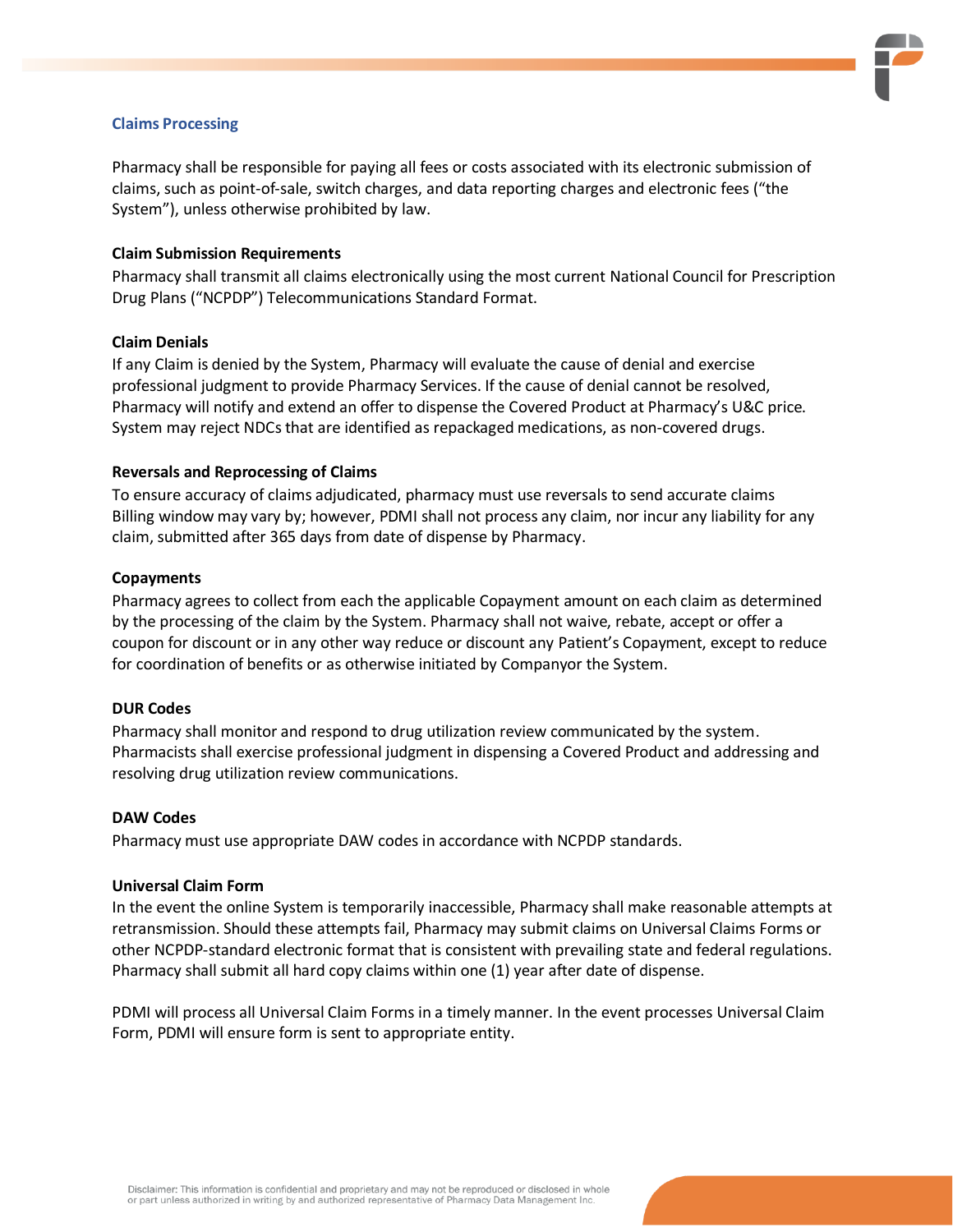## Claims Processing

Pharmacy shall be responsible for paying all fees or costs associated with its electronic submission of claims, such as point-of-sale, switch charges, and data reporting charges and electronic fees ("the System"), unless otherwise prohibited by law.

**Claim Submission Requirements**
Pharmacy shall transmit all claims electronically using the most current National Council for Prescription Drug Plans ("NCPDP") Telecommunications Standard Format.

**Claim Denials**
If any Claim is denied by the System, Pharmacy will evaluate the cause of denial and exercise professional judgment to provide Pharmacy Services. If the cause of denial cannot be resolved, Pharmacy will notify and extend an offer to dispense the Covered Product at Pharmacy's U&C price. System may reject NDCs that are identified as repackaged medications, as non-covered drugs.

**Reversals and Reprocessing of Claims**
To ensure accuracy of claims adjudicated, pharmacy must use reversals to send accurate claims Billing window may vary by; however, PDMI shall not process any claim, nor incur any liability for any claim, submitted after 365 days from date of dispense by Pharmacy.

**Copayments**
Pharmacy agrees to collect from each the applicable Copayment amount on each claim as determined by the processing of the claim by the System. Pharmacy shall not waive, rebate, accept or offer a coupon for discount or in any other way reduce or discount any Patient's Copayment, except to reduce for coordination of benefits or as otherwise initiated by Companyor the System.

**DUR Codes**
Pharmacy shall monitor and respond to drug utilization review communicated by the system. Pharmacists shall exercise professional judgment in dispensing a Covered Product and addressing and resolving drug utilization review communications.

**DAW Codes**
Pharmacy must use appropriate DAW codes in accordance with NCPDP standards.

**Universal Claim Form**
In the event the online System is temporarily inaccessible, Pharmacy shall make reasonable attempts at retransmission. Should these attempts fail, Pharmacy may submit claims on Universal Claims Forms or other NCPDP-standard electronic format that is consistent with prevailing state and federal regulations. Pharmacy shall submit all hard copy claims within one (1) year after date of dispense.

PDMI will process all Universal Claim Forms in a timely manner. In the event processes Universal Claim Form, PDMI will ensure form is sent to appropriate entity.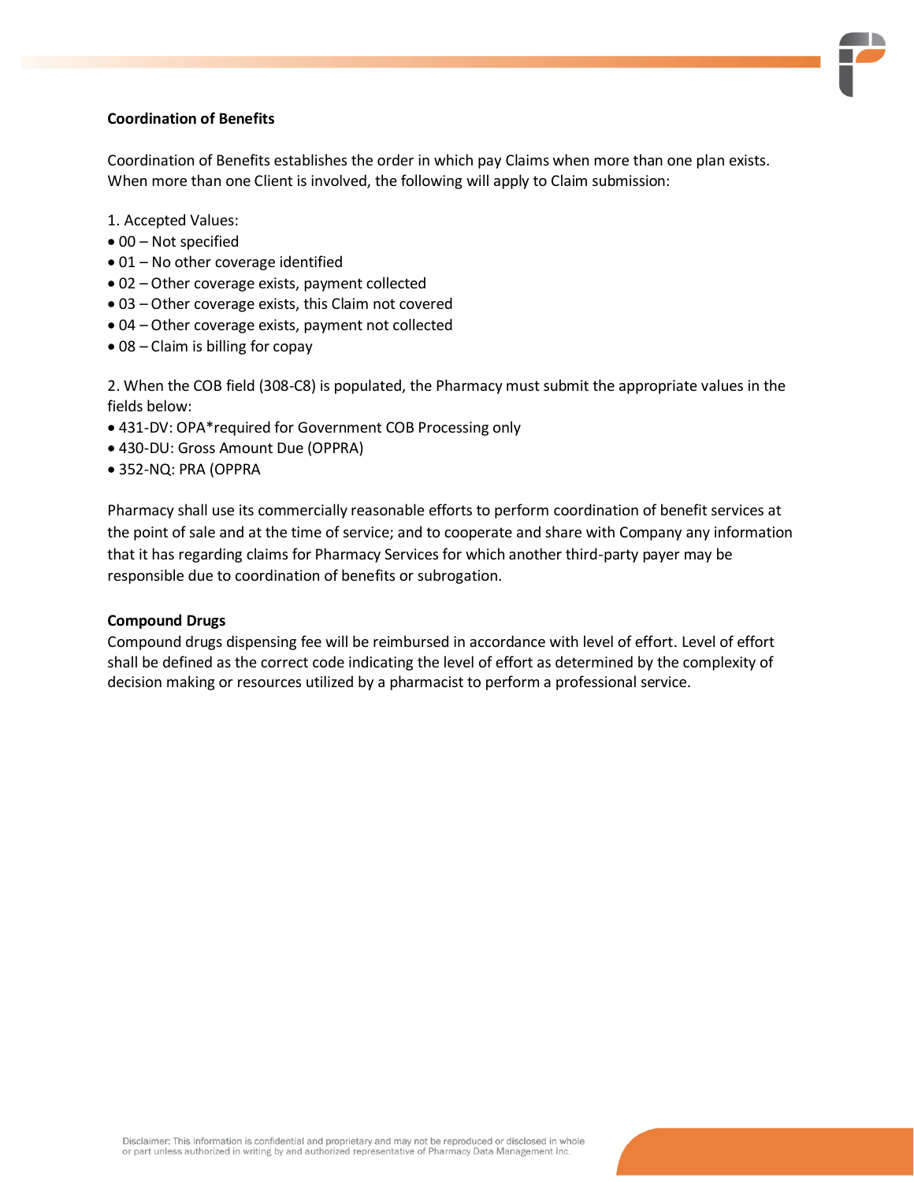**Coordination of Benefits**

Coordination of Benefits establishes the order in which pay Claims when more than one plan exists. When more than one Client is involved, the following will apply to Claim submission:

1. Accepted Values:
- 00 – Not specified
- 01 – No other coverage identified
- 02 – Other coverage exists, payment collected
- 03 – Other coverage exists, this Claim not covered
- 04 – Other coverage exists, payment not collected
- 08 – Claim is billing for copay

2. When the COB field (308-C8) is populated, the Pharmacy must submit the appropriate values in the fields below:
- 431-DV: OPA*required for Government COB Processing only
- 430-DU: Gross Amount Due (OPPRA)
- 352-NQ: PRA (OPPRA

Pharmacy shall use its commercially reasonable efforts to perform coordination of benefit services at the point of sale and at the time of service; and to cooperate and share with Company any information that it has regarding claims for Pharmacy Services for which another third-party payer may be responsible due to coordination of benefits or subrogation.

**Compound Drugs**

Compound drugs dispensing fee will be reimbursed in accordance with level of effort. Level of effort shall be defined as the correct code indicating the level of effort as determined by the complexity of decision making or resources utilized by a pharmacist to perform a professional service.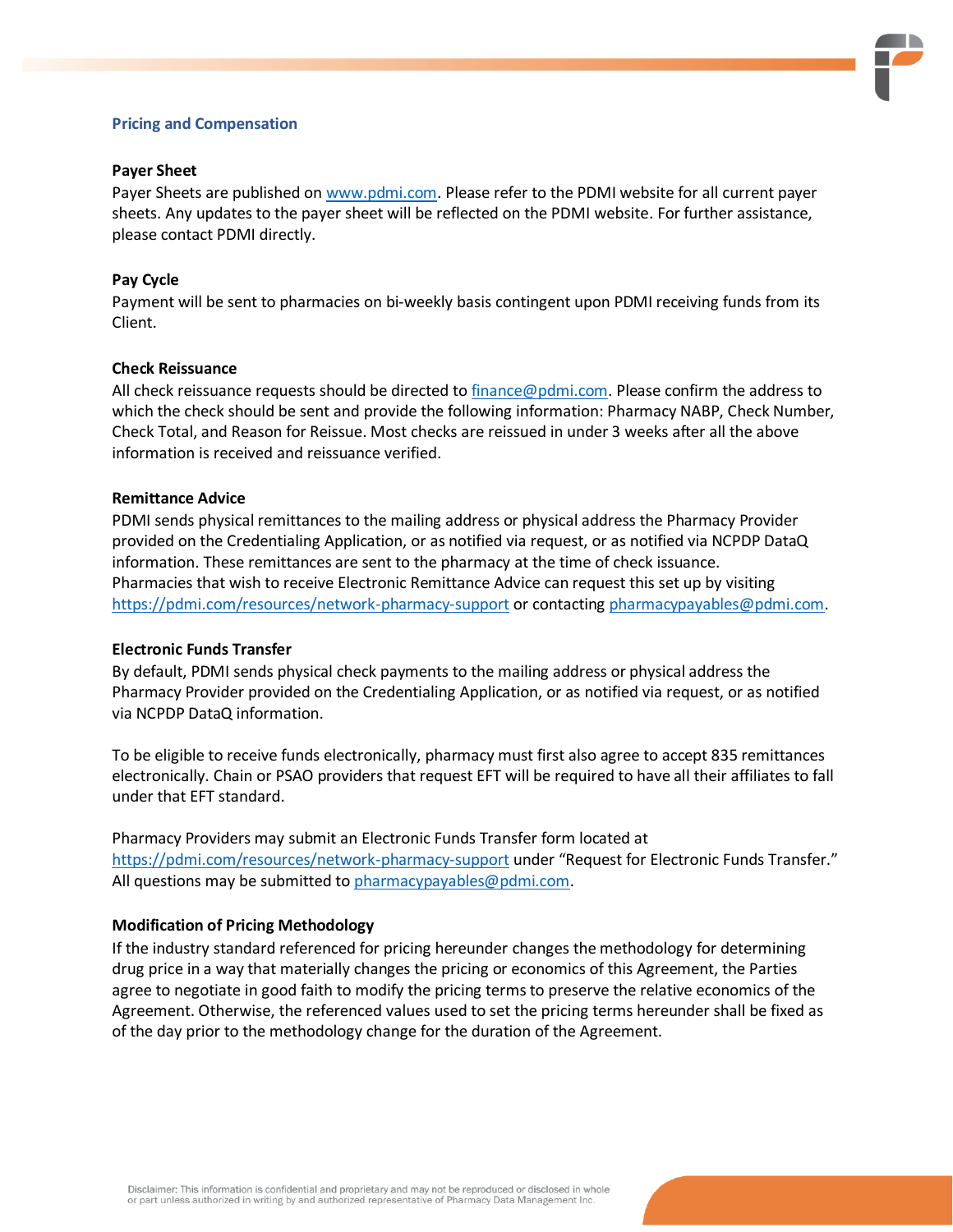## Pricing and Compensation

### Payer Sheet

Payer Sheets are published on www.pdmi.com. Please refer to the PDMI website for all current payer sheets. Any updates to the payer sheet will be reflected on the PDMI website. For further assistance, please contact PDMI directly.

### Pay Cycle

Payment will be sent to pharmacies on bi-weekly basis contingent upon PDMI receiving funds from its Client.

### Check Reissuance

All check reissuance requests should be directed to finance@pdmi.com. Please confirm the address to which the check should be sent and provide the following information: Pharmacy NABP, Check Number, Check Total, and Reason for Reissue. Most checks are reissued in under 3 weeks after all the above information is received and reissuance verified.

### Remittance Advice

PDMI sends physical remittances to the mailing address or physical address the Pharmacy Provider provided on the Credentialing Application, or as notified via request, or as notified via NCPDP DataQ information. These remittances are sent to the pharmacy at the time of check issuance.
Pharmacies that wish to receive Electronic Remittance Advice can request this set up by visiting https://pdmi.com/resources/network-pharmacy-support or contacting pharmacypayables@pdmi.com.

### Electronic Funds Transfer

By default, PDMI sends physical check payments to the mailing address or physical address the Pharmacy Provider provided on the Credentialing Application, or as notified via request, or as notified via NCPDP DataQ information.

To be eligible to receive funds electronically, pharmacy must first also agree to accept 835 remittances electronically. Chain or PSAO providers that request EFT will be required to have all their affiliates to fall under that EFT standard.

Pharmacy Providers may submit an Electronic Funds Transfer form located at https://pdmi.com/resources/network-pharmacy-support under "Request for Electronic Funds Transfer." All questions may be submitted to pharmacypayables@pdmi.com.

### Modification of Pricing Methodology

If the industry standard referenced for pricing hereunder changes the methodology for determining drug price in a way that materially changes the pricing or economics of this Agreement, the Parties agree to negotiate in good faith to modify the pricing terms to preserve the relative economics of the Agreement. Otherwise, the referenced values used to set the pricing terms hereunder shall be fixed as of the day prior to the methodology change for the duration of the Agreement.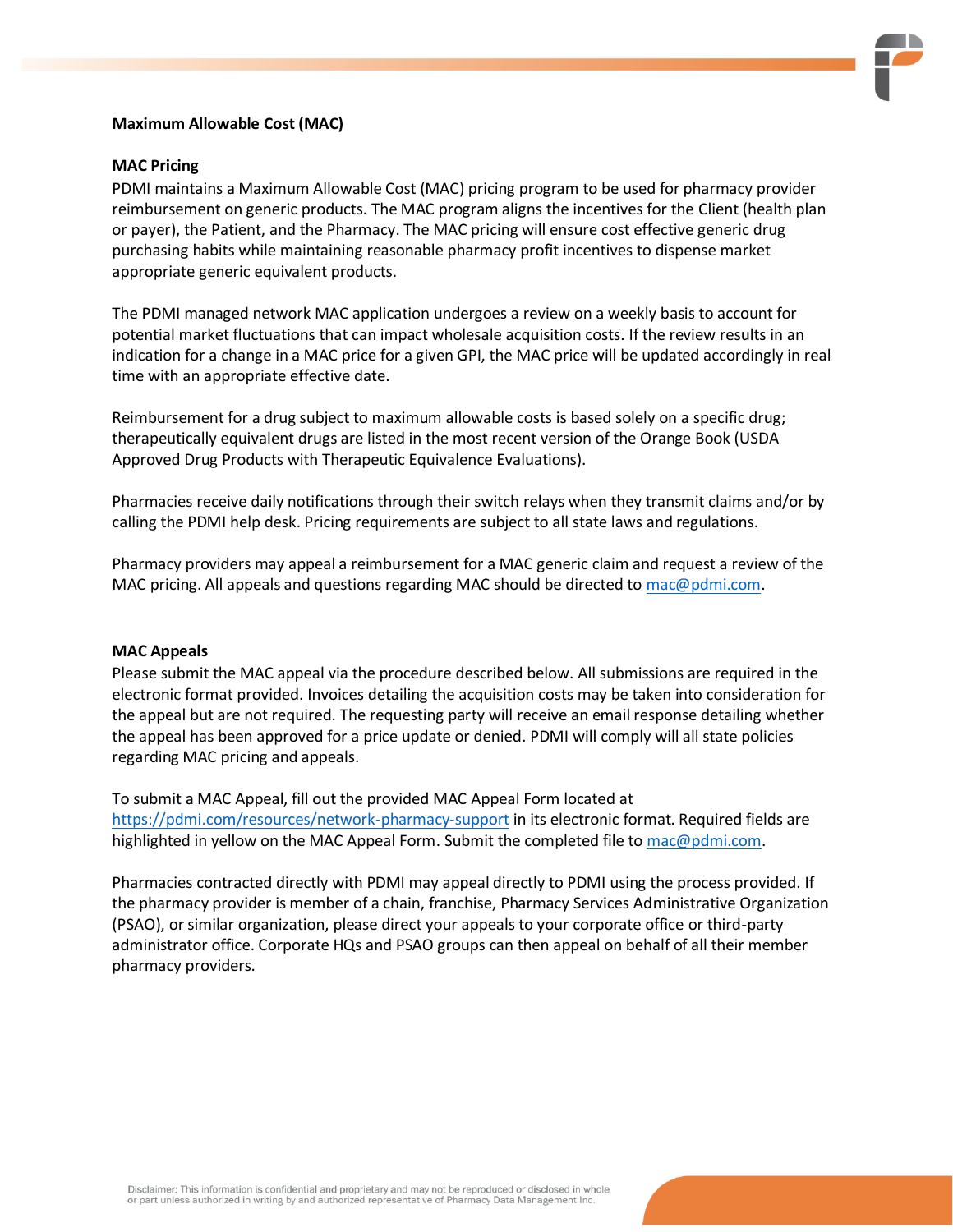## Maximum Allowable Cost (MAC)

### MAC Pricing

PDMI maintains a Maximum Allowable Cost (MAC) pricing program to be used for pharmacy provider reimbursement on generic products. The MAC program aligns the incentives for the Client (health plan or payer), the Patient, and the Pharmacy. The MAC pricing will ensure cost effective generic drug purchasing habits while maintaining reasonable pharmacy profit incentives to dispense market appropriate generic equivalent products.

The PDMI managed network MAC application undergoes a review on a weekly basis to account for potential market fluctuations that can impact wholesale acquisition costs. If the review results in an indication for a change in a MAC price for a given GPI, the MAC price will be updated accordingly in real time with an appropriate effective date.

Reimbursement for a drug subject to maximum allowable costs is based solely on a specific drug; therapeutically equivalent drugs are listed in the most recent version of the Orange Book (USDA Approved Drug Products with Therapeutic Equivalence Evaluations).

Pharmacies receive daily notifications through their switch relays when they transmit claims and/or by calling the PDMI help desk. Pricing requirements are subject to all state laws and regulations.

Pharmacy providers may appeal a reimbursement for a MAC generic claim and request a review of the MAC pricing. All appeals and questions regarding MAC should be directed to [mac@pdmi.com](mailto:mac@pdmi.com).

### MAC Appeals

Please submit the MAC appeal via the procedure described below. All submissions are required in the electronic format provided. Invoices detailing the acquisition costs may be taken into consideration for the appeal but are not required. The requesting party will receive an email response detailing whether the appeal has been approved for a price update or denied. PDMI will comply will all state policies regarding MAC pricing and appeals.

To submit a MAC Appeal, fill out the provided MAC Appeal Form located at [https://pdmi.com/resources/network-pharmacy-support](https://pdmi.com/resources/network-pharmacy-support) in its electronic format. Required fields are highlighted in yellow on the MAC Appeal Form. Submit the completed file to [mac@pdmi.com](mailto:mac@pdmi.com).

Pharmacies contracted directly with PDMI may appeal directly to PDMI using the process provided. If the pharmacy provider is member of a chain, franchise, Pharmacy Services Administrative Organization (PSAO), or similar organization, please direct your appeals to your corporate office or third-party administrator office. Corporate HQs and PSAO groups can then appeal on behalf of all their member pharmacy providers.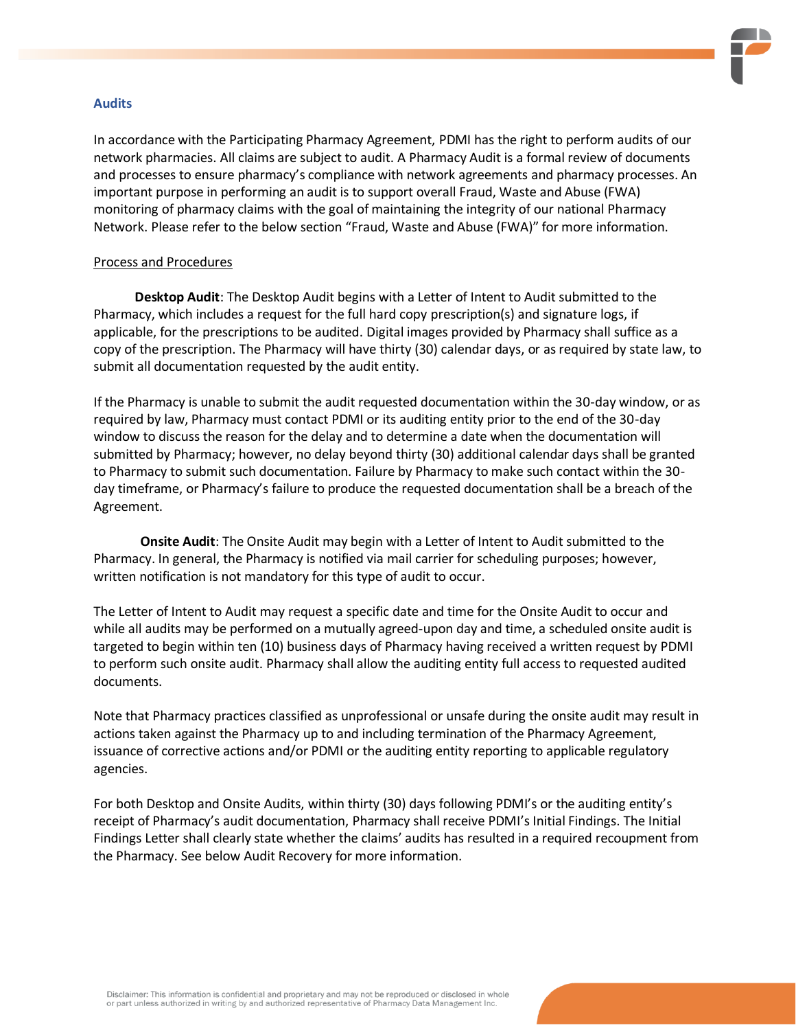## Audits

In accordance with the Participating Pharmacy Agreement, PDMI has the right to perform audits of our network pharmacies. All claims are subject to audit. A Pharmacy Audit is a formal review of documents and processes to ensure pharmacy's compliance with network agreements and pharmacy processes. An important purpose in performing an audit is to support overall Fraud, Waste and Abuse (FWA) monitoring of pharmacy claims with the goal of maintaining the integrity of our national Pharmacy Network. Please refer to the below section "Fraud, Waste and Abuse (FWA)" for more information.

### Process and Procedures

**Desktop Audit**: The Desktop Audit begins with a Letter of Intent to Audit submitted to the Pharmacy, which includes a request for the full hard copy prescription(s) and signature logs, if applicable, for the prescriptions to be audited. Digital images provided by Pharmacy shall suffice as a copy of the prescription. The Pharmacy will have thirty (30) calendar days, or as required by state law, to submit all documentation requested by the audit entity.

If the Pharmacy is unable to submit the audit requested documentation within the 30-day window, or as required by law, Pharmacy must contact PDMI or its auditing entity prior to the end of the 30-day window to discuss the reason for the delay and to determine a date when the documentation will submitted by Pharmacy; however, no delay beyond thirty (30) additional calendar days shall be granted to Pharmacy to submit such documentation. Failure by Pharmacy to make such contact within the 30-day timeframe, or Pharmacy's failure to produce the requested documentation shall be a breach of the Agreement.

**Onsite Audit**: The Onsite Audit may begin with a Letter of Intent to Audit submitted to the Pharmacy. In general, the Pharmacy is notified via mail carrier for scheduling purposes; however, written notification is not mandatory for this type of audit to occur.

The Letter of Intent to Audit may request a specific date and time for the Onsite Audit to occur and while all audits may be performed on a mutually agreed-upon day and time, a scheduled onsite audit is targeted to begin within ten (10) business days of Pharmacy having received a written request by PDMI to perform such onsite audit. Pharmacy shall allow the auditing entity full access to requested audited documents.

Note that Pharmacy practices classified as unprofessional or unsafe during the onsite audit may result in actions taken against the Pharmacy up to and including termination of the Pharmacy Agreement, issuance of corrective actions and/or PDMI or the auditing entity reporting to applicable regulatory agencies.

For both Desktop and Onsite Audits, within thirty (30) days following PDMI's or the auditing entity's receipt of Pharmacy's audit documentation, Pharmacy shall receive PDMI's Initial Findings. The Initial Findings Letter shall clearly state whether the claims' audits has resulted in a required recoupment from the Pharmacy. See below Audit Recovery for more information.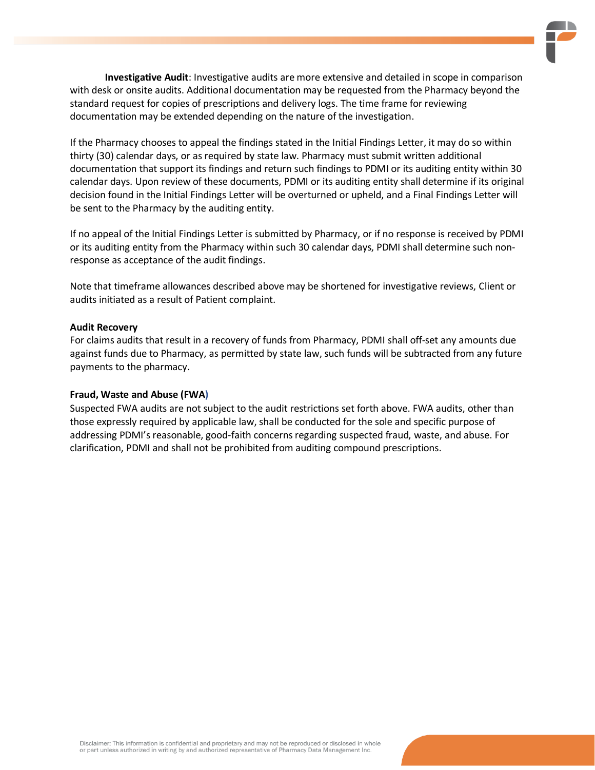**Investigative Audit**: Investigative audits are more extensive and detailed in scope in comparison with desk or onsite audits. Additional documentation may be requested from the Pharmacy beyond the standard request for copies of prescriptions and delivery logs. The time frame for reviewing documentation may be extended depending on the nature of the investigation.

If the Pharmacy chooses to appeal the findings stated in the Initial Findings Letter, it may do so within thirty (30) calendar days, or as required by state law. Pharmacy must submit written additional documentation that support its findings and return such findings to PDMI or its auditing entity within 30 calendar days. Upon review of these documents, PDMI or its auditing entity shall determine if its original decision found in the Initial Findings Letter will be overturned or upheld, and a Final Findings Letter will be sent to the Pharmacy by the auditing entity.

If no appeal of the Initial Findings Letter is submitted by Pharmacy, or if no response is received by PDMI or its auditing entity from the Pharmacy within such 30 calendar days, PDMI shall determine such non-response as acceptance of the audit findings.

Note that timeframe allowances described above may be shortened for investigative reviews, Client or audits initiated as a result of Patient complaint.

**Audit Recovery**

For claims audits that result in a recovery of funds from Pharmacy, PDMI shall off-set any amounts due against funds due to Pharmacy, as permitted by state law, such funds will be subtracted from any future payments to the pharmacy.

**Fraud, Waste and Abuse (FWA)**

Suspected FWA audits are not subject to the audit restrictions set forth above. FWA audits, other than those expressly required by applicable law, shall be conducted for the sole and specific purpose of addressing PDMI's reasonable, good-faith concerns regarding suspected fraud, waste, and abuse. For clarification, PDMI and shall not be prohibited from auditing compound prescriptions.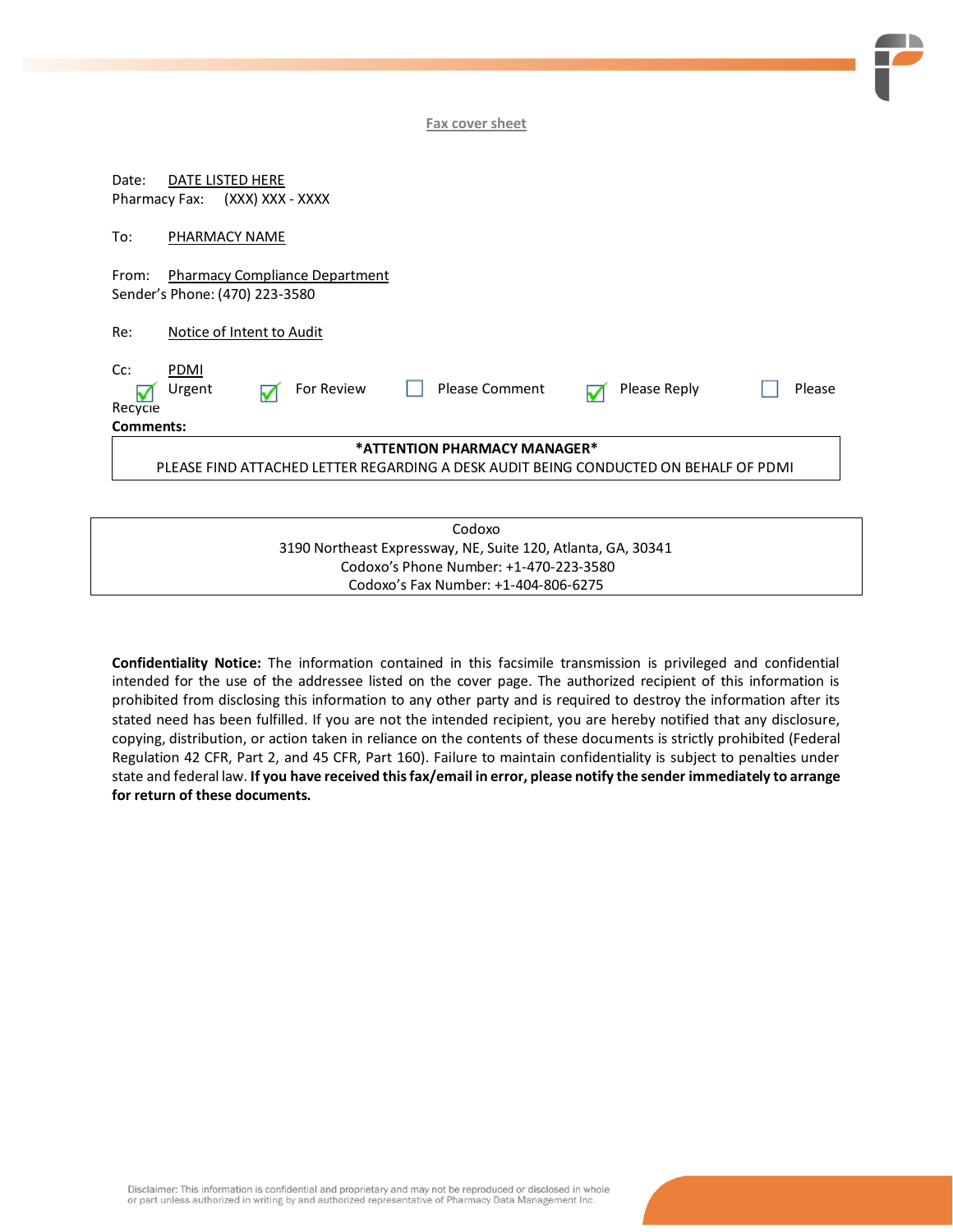Fax cover sheet

Date: DATE LISTED HERE
Pharmacy Fax: (XXX) XXX - XXXX

To: PHARMACY NAME

From: Pharmacy Compliance Department
Sender's Phone: (470) 223-3580

Re: Notice of Intent to Audit

Cc: PDMI

☑ Urgent ☑ For Review ☐ Please Comment ☑ Please Reply ☐ Please Recycle

**Comments:**

**\*ATTENTION PHARMACY MANAGER\***

PLEASE FIND ATTACHED LETTER REGARDING A DESK AUDIT BEING CONDUCTED ON BEHALF OF PDMI

Codoxo
3190 Northeast Expressway, NE, Suite 120, Atlanta, GA, 30341
Codoxo's Phone Number: +1-470-223-3580
Codoxo's Fax Number: +1-404-806-6275

**Confidentiality Notice:** The information contained in this facsimile transmission is privileged and confidential intended for the use of the addressee listed on the cover page. The authorized recipient of this information is prohibited from disclosing this information to any other party and is required to destroy the information after its stated need has been fulfilled. If you are not the intended recipient, you are hereby notified that any disclosure, copying, distribution, or action taken in reliance on the contents of these documents is strictly prohibited (Federal Regulation 42 CFR, Part 2, and 45 CFR, Part 160). Failure to maintain confidentiality is subject to penalties under state and federal law. **If you have received this fax/email in error, please notify the sender immediately to arrange for return of these documents.**

Disclaimer: This information is confidential and proprietary and may not be reproduced or disclosed in whole or part unless authorized in writing by and authorized representative of Pharmacy Data Management Inc.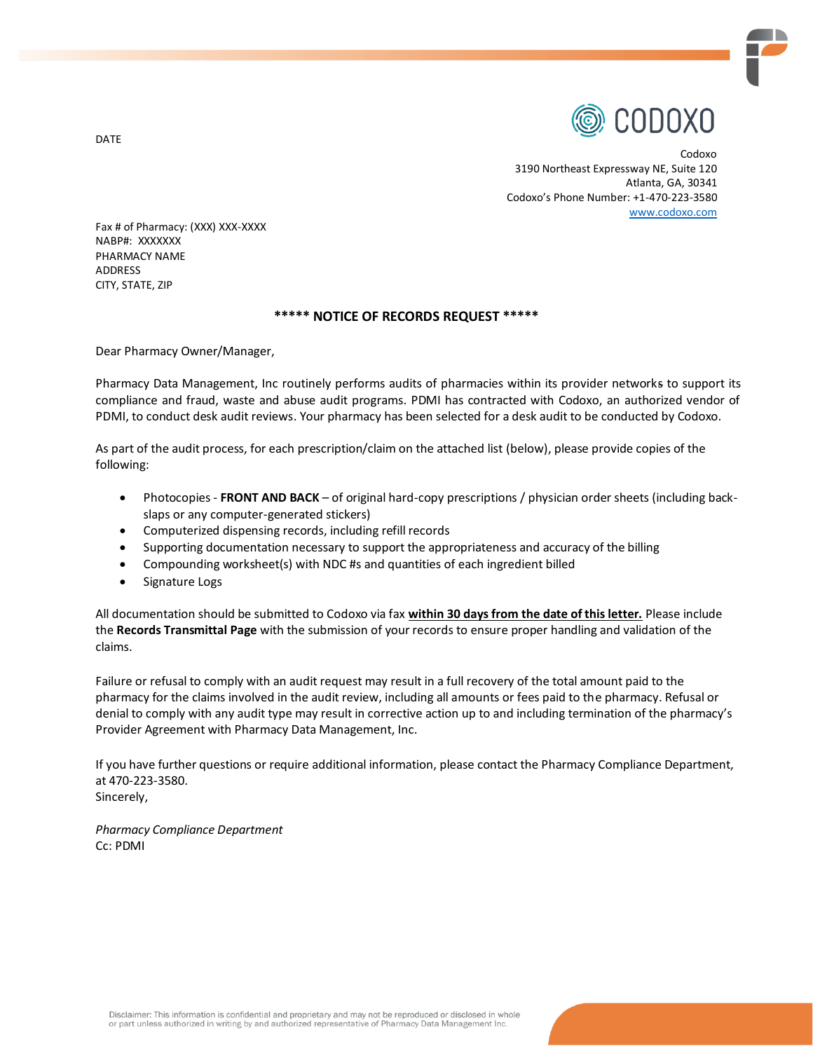CODOXO

DATE

Codoxo
3190 Northeast Expressway NE, Suite 120
Atlanta, GA, 30341
Codoxo's Phone Number: +1-470-223-3580
www.codoxo.com

Fax # of Pharmacy: (XXX) XXX-XXXX
NABP#: XXXXXXX
PHARMACY NAME
ADDRESS
CITY, STATE, ZIP

**\*\*\*\*\* NOTICE OF RECORDS REQUEST \*\*\*\*\***

Dear Pharmacy Owner/Manager,

Pharmacy Data Management, Inc routinely performs audits of pharmacies within its provider networks to support its compliance and fraud, waste and abuse audit programs. PDMI has contracted with Codoxo, an authorized vendor of PDMI, to conduct desk audit reviews. Your pharmacy has been selected for a desk audit to be conducted by Codoxo.

As part of the audit process, for each prescription/claim on the attached list (below), please provide copies of the following:

- Photocopies - **FRONT AND BACK** – of original hard-copy prescriptions / physician order sheets (including back-slaps or any computer-generated stickers)
- Computerized dispensing records, including refill records
- Supporting documentation necessary to support the appropriateness and accuracy of the billing
- Compounding worksheet(s) with NDC #s and quantities of each ingredient billed
- Signature Logs

All documentation should be submitted to Codoxo via fax **<u>within 30 days from the date of this letter.</u>** Please include the **Records Transmittal Page** with the submission of your records to ensure proper handling and validation of the claims.

Failure or refusal to comply with an audit request may result in a full recovery of the total amount paid to the pharmacy for the claims involved in the audit review, including all amounts or fees paid to the pharmacy. Refusal or denial to comply with any audit type may result in corrective action up to and including termination of the pharmacy's Provider Agreement with Pharmacy Data Management, Inc.

If you have further questions or require additional information, please contact the Pharmacy Compliance Department, at 470-223-3580.
Sincerely,

*Pharmacy Compliance Department*
Cc: PDMI

Disclaimer: This information is confidential and proprietary and may not be reproduced or disclosed in whole or part unless authorized in writing by and authorized representative of Pharmacy Data Management Inc.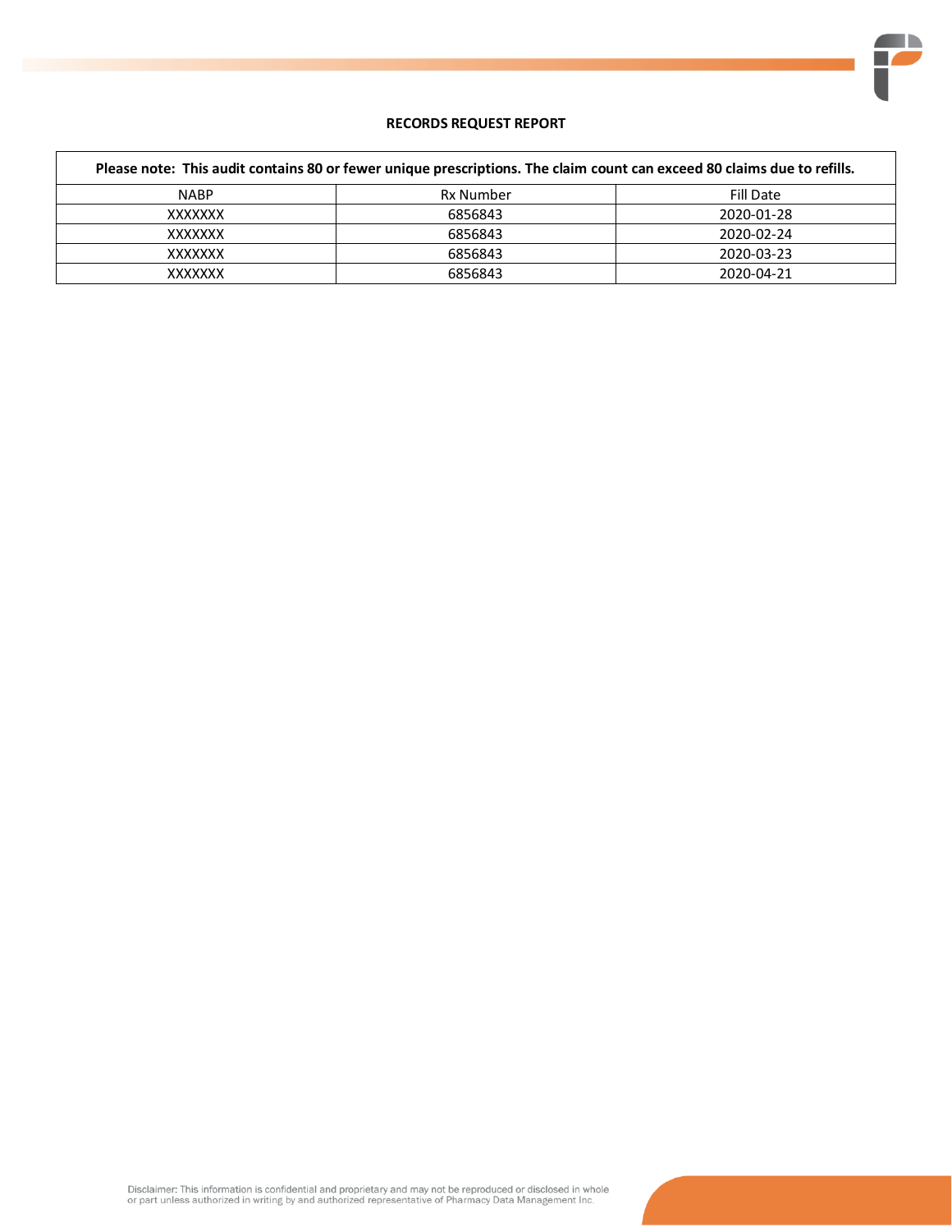**RECORDS REQUEST REPORT**

| Please note: This audit contains 80 or fewer unique prescriptions. The claim count can exceed 80 claims due to refills. | | |
|---|---|---|
| NABP | Rx Number | Fill Date |
| XXXXXXX | 6856843 | 2020-01-28 |
| XXXXXXX | 6856843 | 2020-02-24 |
| XXXXXXX | 6856843 | 2020-03-23 |
| XXXXXXX | 6856843 | 2020-04-21 |

Disclaimer: This information is confidential and proprietary and may not be reproduced or disclosed in whole or part unless authorized in writing by and authorized representative of Pharmacy Data Management Inc.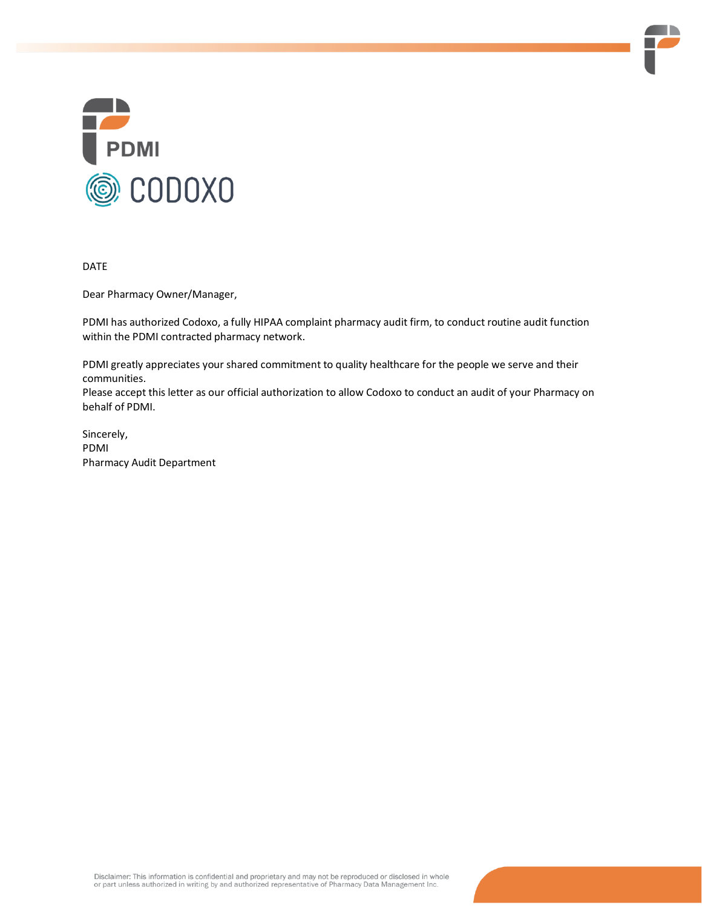PDMI

CODOXO

DATE

Dear Pharmacy Owner/Manager,

PDMI has authorized Codoxo, a fully HIPAA complaint pharmacy audit firm, to conduct routine audit function within the PDMI contracted pharmacy network.

PDMI greatly appreciates your shared commitment to quality healthcare for the people we serve and their communities.
Please accept this letter as our official authorization to allow Codoxo to conduct an audit of your Pharmacy on behalf of PDMI.

Sincerely,
PDMI
Pharmacy Audit Department

Disclaimer: This information is confidential and proprietary and may not be reproduced or disclosed in whole or part unless authorized in writing by and authorized representative of Pharmacy Data Management Inc.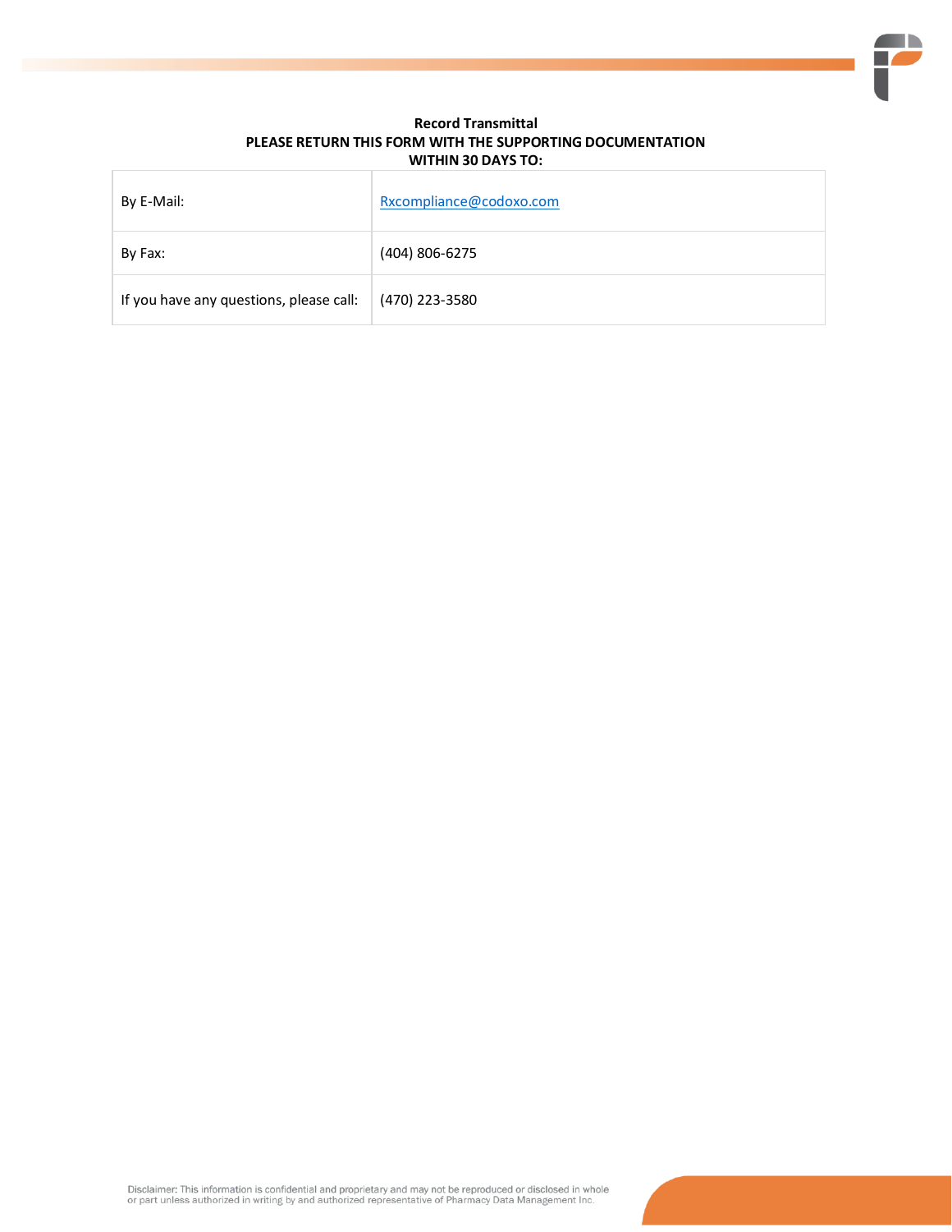**Record Transmittal**
**PLEASE RETURN THIS FORM WITH THE SUPPORTING DOCUMENTATION WITHIN 30 DAYS TO:**

| | |
|---|---|
| By E-Mail: | Rxcompliance@codoxo.com |
| By Fax: | (404) 806-6275 |
| If you have any questions, please call: | (470) 223-3580 |

Disclaimer: This information is confidential and proprietary and may not be reproduced or disclosed in whole or part unless authorized in writing by and authorized representative of Pharmacy Data Management Inc.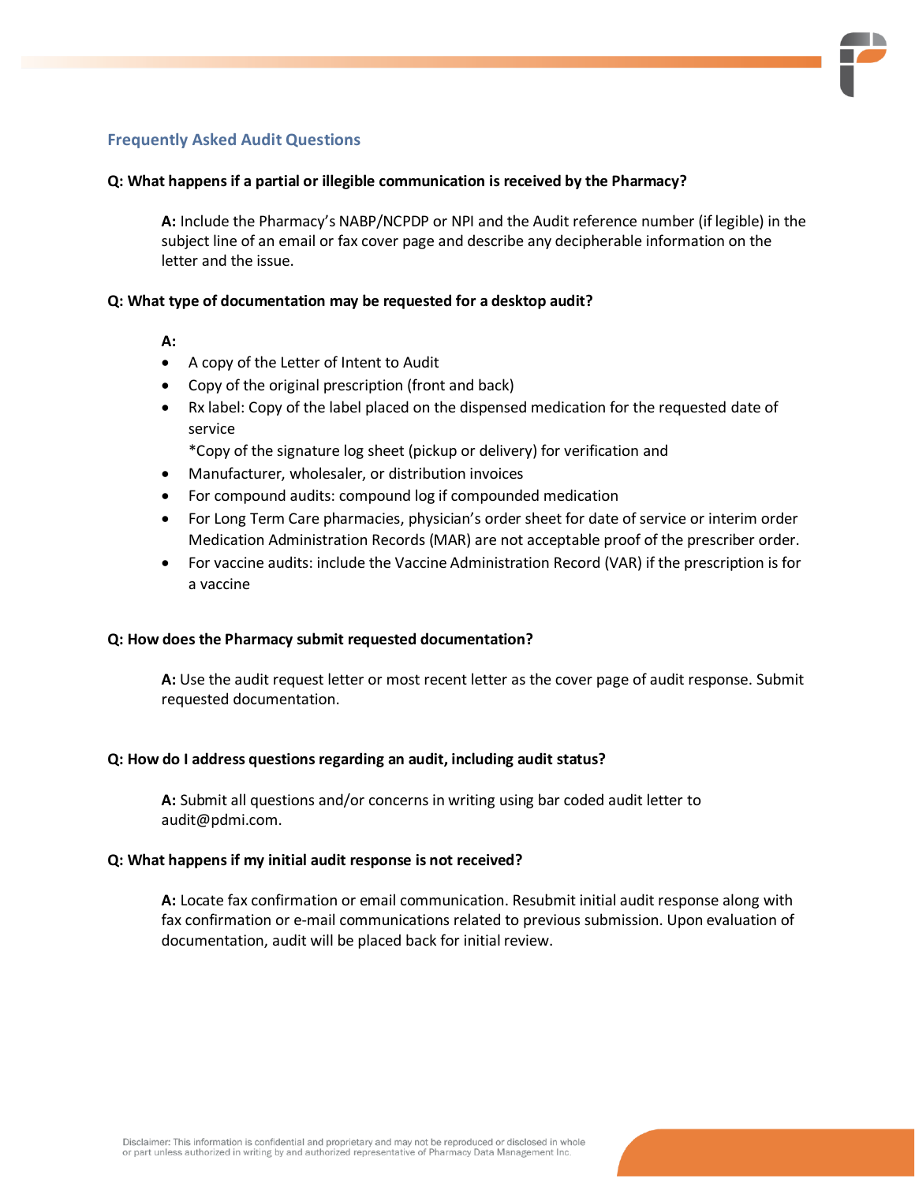## Frequently Asked Audit Questions

**Q: What happens if a partial or illegible communication is received by the Pharmacy?**

**A:** Include the Pharmacy's NABP/NCPDP or NPI and the Audit reference number (if legible) in the subject line of an email or fax cover page and describe any decipherable information on the letter and the issue.

**Q: What type of documentation may be requested for a desktop audit?**

**A:**

- A copy of the Letter of Intent to Audit
- Copy of the original prescription (front and back)
- Rx label: Copy of the label placed on the dispensed medication for the requested date of service
  *Copy of the signature log sheet (pickup or delivery) for verification and
- Manufacturer, wholesaler, or distribution invoices
- For compound audits: compound log if compounded medication
- For Long Term Care pharmacies, physician's order sheet for date of service or interim order Medication Administration Records (MAR) are not acceptable proof of the prescriber order.
- For vaccine audits: include the Vaccine Administration Record (VAR) if the prescription is for a vaccine

**Q: How does the Pharmacy submit requested documentation?**

**A:** Use the audit request letter or most recent letter as the cover page of audit response. Submit requested documentation.

**Q: How do I address questions regarding an audit, including audit status?**

**A:** Submit all questions and/or concerns in writing using bar coded audit letter to audit@pdmi.com.

**Q: What happens if my initial audit response is not received?**

**A:** Locate fax confirmation or email communication. Resubmit initial audit response along with fax confirmation or e-mail communications related to previous submission. Upon evaluation of documentation, audit will be placed back for initial review.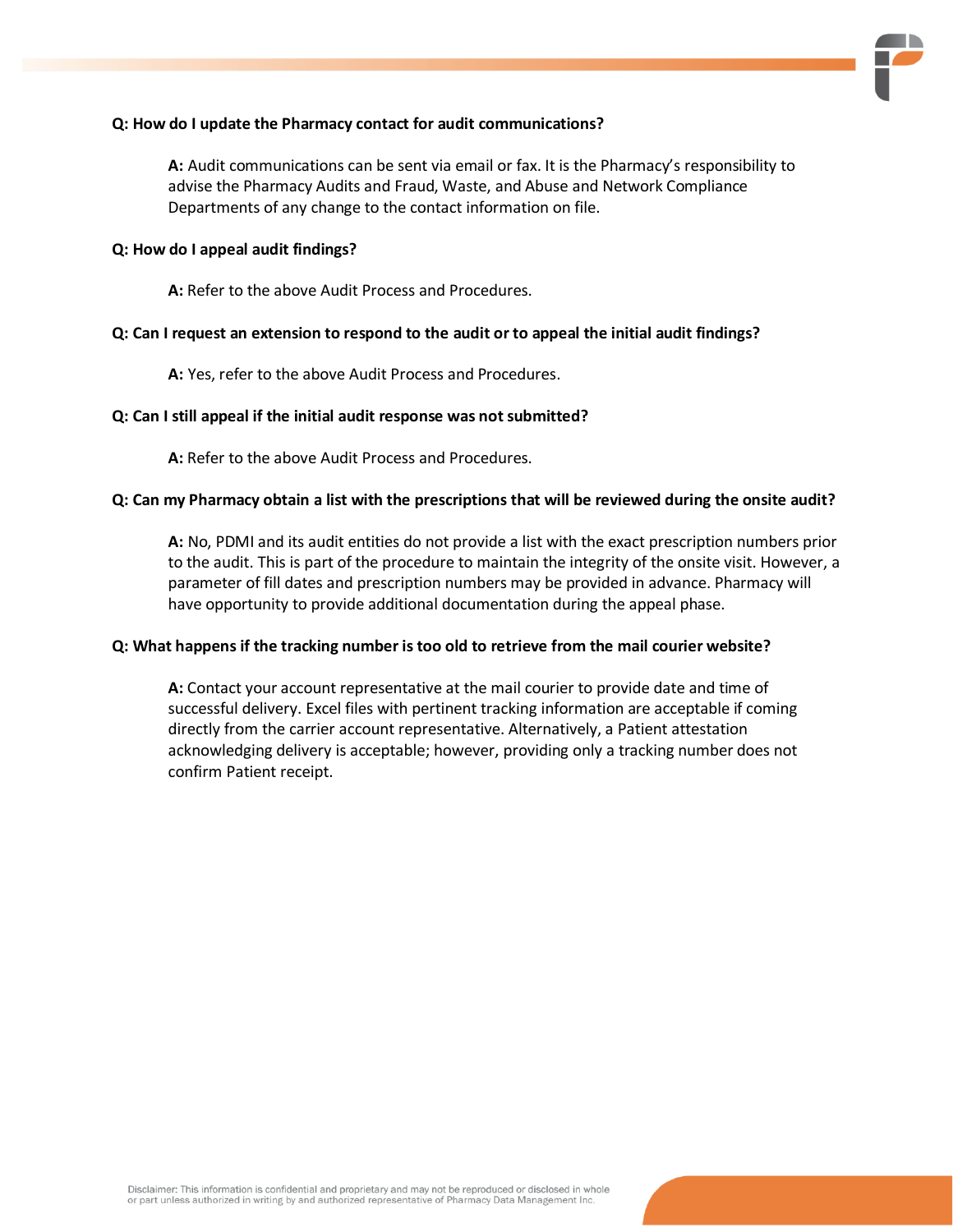**Q: How do I update the Pharmacy contact for audit communications?**

**A:** Audit communications can be sent via email or fax. It is the Pharmacy's responsibility to advise the Pharmacy Audits and Fraud, Waste, and Abuse and Network Compliance Departments of any change to the contact information on file.

**Q: How do I appeal audit findings?**

**A:** Refer to the above Audit Process and Procedures.

**Q: Can I request an extension to respond to the audit or to appeal the initial audit findings?**

**A:** Yes, refer to the above Audit Process and Procedures.

**Q: Can I still appeal if the initial audit response was not submitted?**

**A:** Refer to the above Audit Process and Procedures.

**Q: Can my Pharmacy obtain a list with the prescriptions that will be reviewed during the onsite audit?**

**A:** No, PDMI and its audit entities do not provide a list with the exact prescription numbers prior to the audit. This is part of the procedure to maintain the integrity of the onsite visit. However, a parameter of fill dates and prescription numbers may be provided in advance. Pharmacy will have opportunity to provide additional documentation during the appeal phase.

**Q: What happens if the tracking number is too old to retrieve from the mail courier website?**

**A:** Contact your account representative at the mail courier to provide date and time of successful delivery. Excel files with pertinent tracking information are acceptable if coming directly from the carrier account representative. Alternatively, a Patient attestation acknowledging delivery is acceptable; however, providing only a tracking number does not confirm Patient receipt.